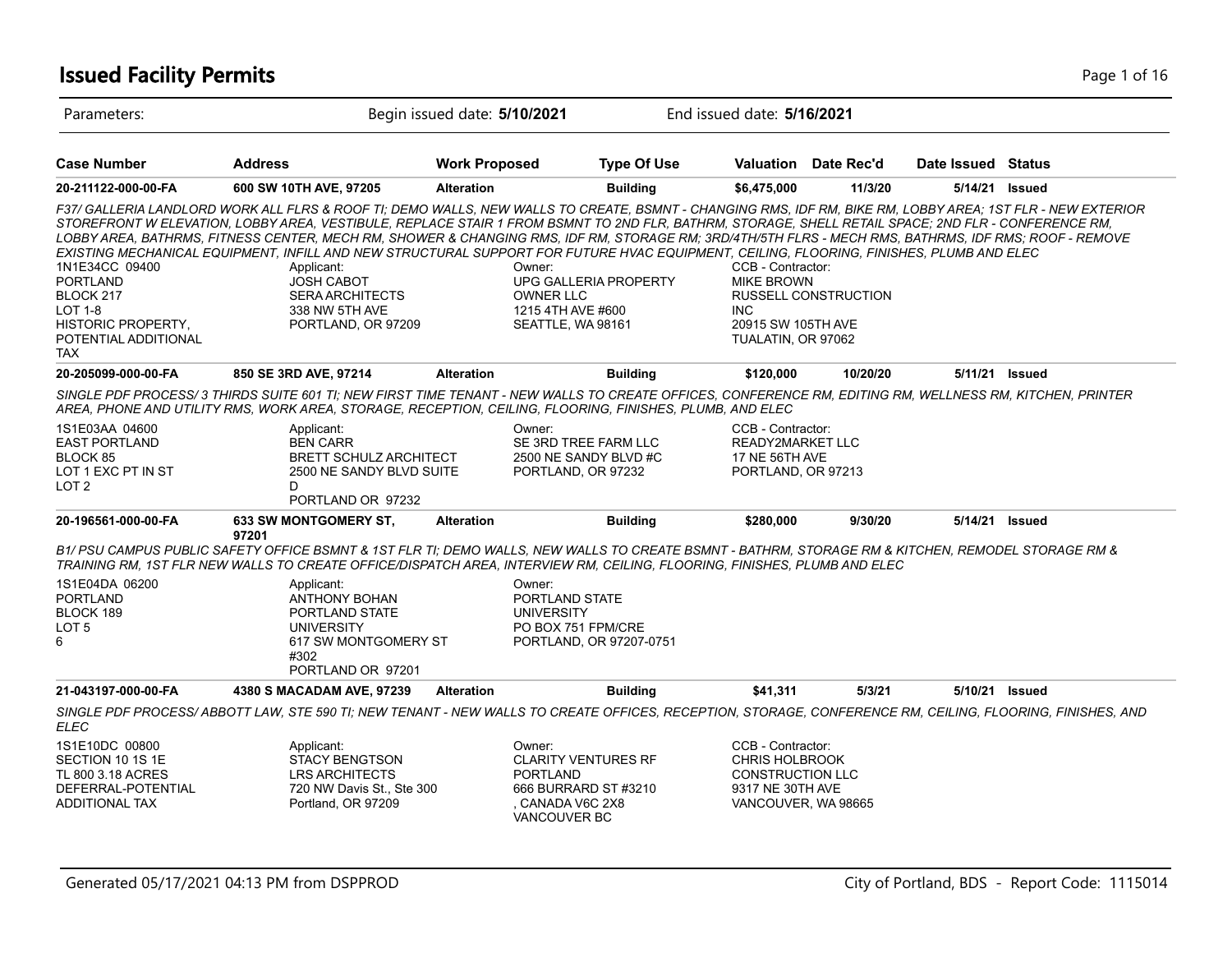# Issued Facility Permits

Parameters: Begin issued date: **5/10/2021** End issued date: **5/16/2021**

| Case Number | Address | Work Proposed | Type Of Use | Valuation | Date Rec'd | Date Issued | Status |
|---|---|---|---|---|---|---|---|
| **20-211122-000-00-FA** | **600 SW 10TH AVE, 97205** | **Alteration** | **Building** | **$6,475,000** | **11/3/20** | **5/14/21** | **Issued** |

*F37/ GALLERIA LANDLORD WORK ALL FLRS & ROOF TI; DEMO WALLS, NEW WALLS TO CREATE, BSMNT - CHANGING RMS, IDF RM, BIKE RM, LOBBY AREA; 1ST FLR - NEW EXTERIOR STOREFRONT W ELEVATION, LOBBY AREA, VESTIBULE, REPLACE STAIR 1 FROM BSMNT TO 2ND FLR, BATHRM, STORAGE, SHELL RETAIL SPACE; 2ND FLR - CONFERENCE RM, LOBBY AREA, BATHRMS, FITNESS CENTER, MECH RM, SHOWER & CHANGING RMS, IDF RM, STORAGE RM; 3RD/4TH/5TH FLRS - MECH RMS, BATHRMS, IDF RMS; ROOF - REMOVE EXISTING MECHANICAL EQUIPMENT, INFILL AND NEW STRUCTURAL SUPPORT FOR FUTURE HVAC EQUIPMENT, CEILING, FLOORING, FINISHES, PLUMB AND ELEC*

1N1E34CC 09400
PORTLAND
BLOCK 217
LOT 1-8
HISTORIC PROPERTY, POTENTIAL ADDITIONAL TAX

Applicant:
JOSH CABOT
SERA ARCHITECTS
338 NW 5TH AVE
PORTLAND, OR 97209

Owner:
UPG GALLERIA PROPERTY OWNER LLC
1215 4TH AVE #600
SEATTLE, WA 98161

CCB - Contractor:
MIKE BROWN
RUSSELL CONSTRUCTION INC
20915 SW 105TH AVE
TUALATIN, OR 97062

| Case Number | Address | Work Proposed | Type Of Use | Valuation | Date Rec'd | Date Issued | Status |
|---|---|---|---|---|---|---|---|
| **20-205099-000-00-FA** | **850 SE 3RD AVE, 97214** | **Alteration** | **Building** | **$120,000** | **10/20/20** | **5/11/21** | **Issued** |

*SINGLE PDF PROCESS/ 3 THIRDS SUITE 601 TI; NEW FIRST TIME TENANT - NEW WALLS TO CREATE OFFICES, CONFERENCE RM, EDITING RM, WELLNESS RM, KITCHEN, PRINTER AREA, PHONE AND UTILITY RMS, WORK AREA, STORAGE, RECEPTION, CEILING, FLOORING, FINISHES, PLUMB, AND ELEC*

1S1E03AA 04600
EAST PORTLAND
BLOCK 85
LOT 1 EXC PT IN ST
LOT 2

Applicant:
BEN CARR
BRETT SCHULZ ARCHITECT
2500 NE SANDY BLVD SUITE D
PORTLAND OR 97232

Owner:
SE 3RD TREE FARM LLC
2500 NE SANDY BLVD #C
PORTLAND, OR 97232

CCB - Contractor:
READY2MARKET LLC
17 NE 56TH AVE
PORTLAND, OR 97213

| Case Number | Address | Work Proposed | Type Of Use | Valuation | Date Rec'd | Date Issued | Status |
|---|---|---|---|---|---|---|---|
| **20-196561-000-00-FA** | **633 SW MONTGOMERY ST, 97201** | **Alteration** | **Building** | **$280,000** | **9/30/20** | **5/14/21** | **Issued** |

*B1/ PSU CAMPUS PUBLIC SAFETY OFFICE BSMNT & 1ST FLR TI; DEMO WALLS, NEW WALLS TO CREATE BSMNT - BATHRM, STORAGE RM & KITCHEN, REMODEL STORAGE RM & TRAINING RM, 1ST FLR NEW WALLS TO CREATE OFFICE/DISPATCH AREA, INTERVIEW RM, CEILING, FLOORING, FINISHES, PLUMB AND ELEC*

1S1E04DA 06200
PORTLAND
BLOCK 189
LOT 5
6

Applicant:
ANTHONY BOHAN
PORTLAND STATE UNIVERSITY
617 SW MONTGOMERY ST #302
PORTLAND OR 97201

Owner:
PORTLAND STATE UNIVERSITY
PO BOX 751 FPM/CRE
PORTLAND, OR 97207-0751

| Case Number | Address | Work Proposed | Type Of Use | Valuation | Date Rec'd | Date Issued | Status |
|---|---|---|---|---|---|---|---|
| **21-043197-000-00-FA** | **4380 S MACADAM AVE, 97239** | **Alteration** | **Building** | **$41,311** | **5/3/21** | **5/10/21** | **Issued** |

*SINGLE PDF PROCESS/ ABBOTT LAW, STE 590 TI; NEW TENANT - NEW WALLS TO CREATE OFFICES, RECEPTION, STORAGE, CONFERENCE RM, CEILING, FLOORING, FINISHES, AND ELEC*

1S1E10DC 00800
SECTION 10 1S 1E
TL 800 3.18 ACRES
DEFERRAL-POTENTIAL ADDITIONAL TAX

Applicant:
STACY BENGTSON
LRS ARCHITECTS
720 NW Davis St., Ste 300
Portland, OR 97209

Owner:
CLARITY VENTURES RF PORTLAND
666 BURRARD ST #3210
, CANADA V6C 2X8
VANCOUVER BC

CCB - Contractor:
CHRIS HOLBROOK
CONSTRUCTION LLC
9317 NE 30TH AVE
VANCOUVER, WA 98665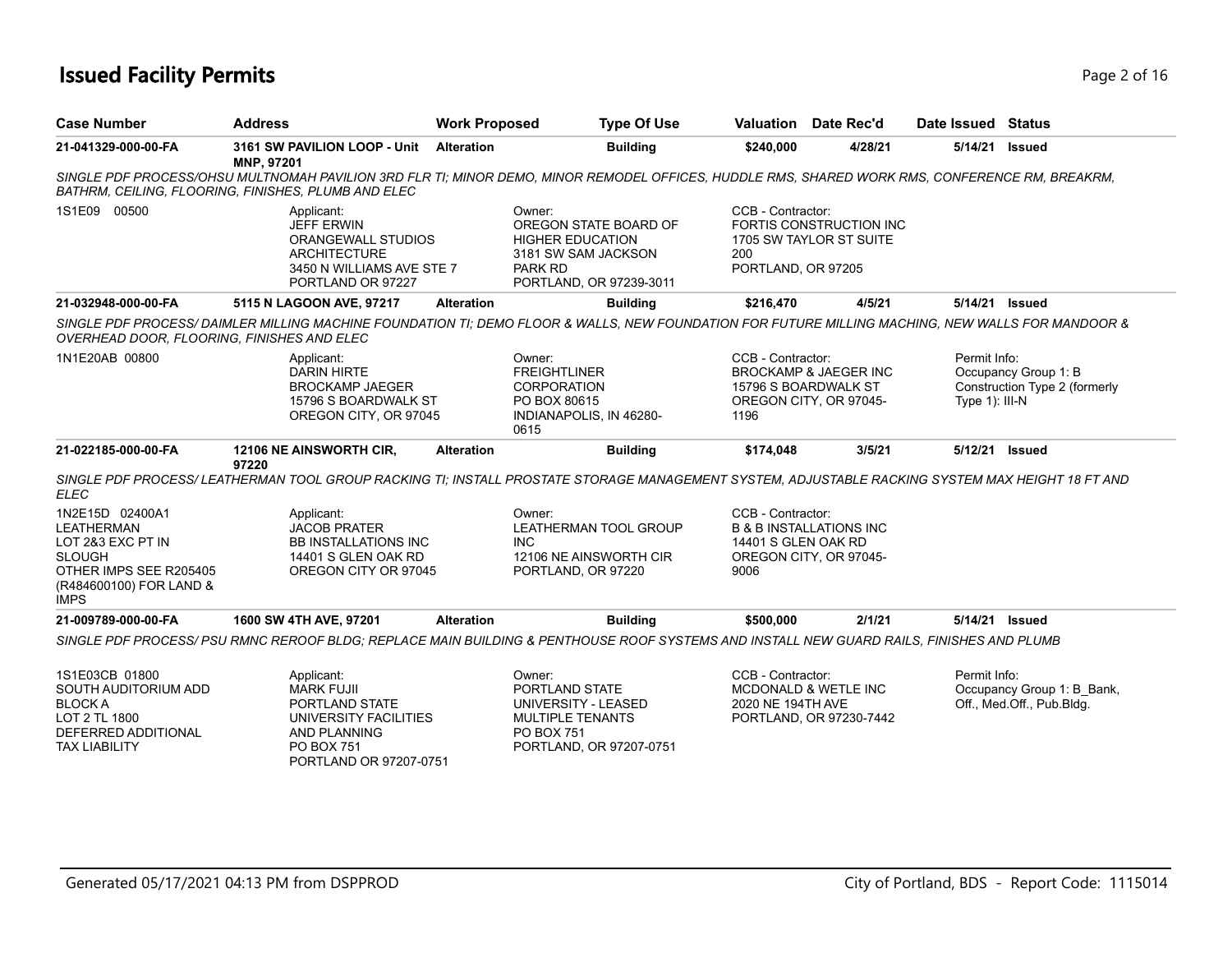# Issued Facility Permits

| Case Number | Address | Work Proposed | Type Of Use | Valuation | Date Rec'd | Date Issued | Status |
|---|---|---|---|---|---|---|---|
| 21-041329-000-00-FA | 3161 SW PAVILION LOOP - Unit MNP, 97201 | Alteration | Building | $240,000 | 4/28/21 | 5/14/21 | Issued |

SINGLE PDF PROCESS/OHSU MULTNOMAH PAVILION 3RD FLR TI; MINOR DEMO, MINOR REMODEL OFFICES, HUDDLE RMS, SHARED WORK RMS, CONFERENCE RM, BREAKRM, BATHRM, CEILING, FLOORING, FINISHES, PLUMB AND ELEC

| Property | Applicant | Owner | CCB - Contractor | Permit Info |
|---|---|---|---|---|
| 1S1E09 00500 | JEFF ERWIN<br>ORANGEWALL STUDIOS ARCHITECTURE<br>3450 N WILLIAMS AVE STE 7<br>PORTLAND OR 97227 | OREGON STATE BOARD OF HIGHER EDUCATION<br>3181 SW SAM JACKSON PARK RD<br>PORTLAND, OR 97239-3011 | FORTIS CONSTRUCTION INC<br>1705 SW TAYLOR ST SUITE 200<br>PORTLAND, OR 97205 | |

| Case Number | Address | Work Proposed | Type Of Use | Valuation | Date Rec'd | Date Issued | Status |
|---|---|---|---|---|---|---|---|
| 21-032948-000-00-FA | 5115 N LAGOON AVE, 97217 | Alteration | Building | $216,470 | 4/5/21 | 5/14/21 | Issued |

SINGLE PDF PROCESS/ DAIMLER MILLING MACHINE FOUNDATION TI; DEMO FLOOR & WALLS, NEW FOUNDATION FOR FUTURE MILLING MACHING, NEW WALLS FOR MANDOOR & OVERHEAD DOOR, FLOORING, FINISHES AND ELEC

| Property | Applicant | Owner | CCB - Contractor | Permit Info |
|---|---|---|---|---|
| 1N1E20AB 00800 | DARIN HIRTE<br>BROCKAMP JAEGER<br>15796 S BOARDWALK ST<br>OREGON CITY, OR 97045 | FREIGHTLINER CORPORATION<br>PO BOX 80615<br>INDIANAPOLIS, IN 46280-0615 | BROCKAMP & JAEGER INC<br>15796 S BOARDWALK ST<br>OREGON CITY, OR 97045-1196 | Occupancy Group 1: B<br>Construction Type 2 (formerly Type 1): III-N |

| Case Number | Address | Work Proposed | Type Of Use | Valuation | Date Rec'd | Date Issued | Status |
|---|---|---|---|---|---|---|---|
| 21-022185-000-00-FA | 12106 NE AINSWORTH CIR, 97220 | Alteration | Building | $174,048 | 3/5/21 | 5/12/21 | Issued |

SINGLE PDF PROCESS/ LEATHERMAN TOOL GROUP RACKING TI; INSTALL PROSTATE STORAGE MANAGEMENT SYSTEM, ADJUSTABLE RACKING SYSTEM MAX HEIGHT 18 FT AND ELEC

| Property | Applicant | Owner | CCB - Contractor | Permit Info |
|---|---|---|---|---|
| 1N2E15D 02400A1<br>LEATHERMAN<br>LOT 2&3 EXC PT IN SLOUGH<br>OTHER IMPS SEE R205405 (R484600100) FOR LAND & IMPS | JACOB PRATER<br>BB INSTALLATIONS INC<br>14401 S GLEN OAK RD<br>OREGON CITY OR 97045 | LEATHERMAN TOOL GROUP INC<br>12106 NE AINSWORTH CIR<br>PORTLAND, OR 97220 | B & B INSTALLATIONS INC<br>14401 S GLEN OAK RD<br>OREGON CITY, OR 97045-9006 | |

| Case Number | Address | Work Proposed | Type Of Use | Valuation | Date Rec'd | Date Issued | Status |
|---|---|---|---|---|---|---|---|
| 21-009789-000-00-FA | 1600 SW 4TH AVE, 97201 | Alteration | Building | $500,000 | 2/1/21 | 5/14/21 | Issued |

SINGLE PDF PROCESS/ PSU RMNC REROOF BLDG; REPLACE MAIN BUILDING & PENTHOUSE ROOF SYSTEMS AND INSTALL NEW GUARD RAILS, FINISHES AND PLUMB

| Property | Applicant | Owner | CCB - Contractor | Permit Info |
|---|---|---|---|---|
| 1S1E03CB 01800<br>SOUTH AUDITORIUM ADD<br>BLOCK A<br>LOT 2 TL 1800<br>DEFERRED ADDITIONAL TAX LIABILITY | MARK FUJII<br>PORTLAND STATE UNIVERSITY FACILITIES AND PLANNING<br>PO BOX 751<br>PORTLAND OR 97207-0751 | PORTLAND STATE UNIVERSITY - LEASED MULTIPLE TENANTS<br>PO BOX 751<br>PORTLAND, OR 97207-0751 | MCDONALD & WETLE INC<br>2020 NE 194TH AVE<br>PORTLAND, OR 97230-7442 | Occupancy Group 1: B_Bank, Off., Med.Off., Pub.Bldg. |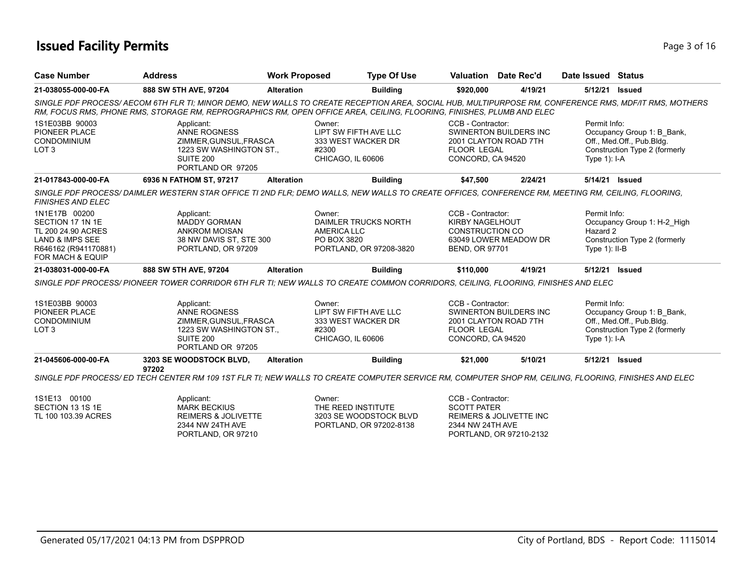# Issued Facility Permits

| Case Number | Address | Work Proposed | Type Of Use | Valuation | Date Rec'd | Date Issued | Status |
|---|---|---|---|---|---|---|---|
| 21-038055-000-00-FA | 888 SW 5TH AVE, 97204 | Alteration | Building | $920,000 | 4/19/21 | 5/12/21 | Issued |

*SINGLE PDF PROCESS/ AECOM 6TH FLR TI; MINOR DEMO, NEW WALLS TO CREATE RECEPTION AREA, SOCIAL HUB, MULTIPURPOSE RM, CONFERENCE RMS, MDF/IT RMS, MOTHERS RM, FOCUS RMS, PHONE RMS, STORAGE RM, REPROGRAPHICS RM, OPEN OFFICE AREA, CEILING, FLOORING, FINISHES, PLUMB AND ELEC*

1S1E03BB 90003
PIONEER PLACE
CONDOMINIUM
LOT 3

Applicant:
ANNE ROGNESS
ZIMMER,GUNSUL,FRASCA
1223 SW WASHINGTON ST.,
SUITE 200
PORTLAND OR 97205

Owner:
LIPT SW FIFTH AVE LLC
333 WEST WACKER DR
#2300
CHICAGO, IL 60606

CCB - Contractor:
SWINERTON BUILDERS INC
2001 CLAYTON ROAD 7TH
FLOOR LEGAL
CONCORD, CA 94520

Permit Info:
Occupancy Group 1: B_Bank, Off., Med.Off., Pub.Bldg.
Construction Type 2 (formerly Type 1): I-A

| Case Number | Address | Work Proposed | Type Of Use | Valuation | Date Rec'd | Date Issued | Status |
|---|---|---|---|---|---|---|---|
| 21-017843-000-00-FA | 6936 N FATHOM ST, 97217 | Alteration | Building | $47,500 | 2/24/21 | 5/14/21 | Issued |

*SINGLE PDF PROCESS/ DAIMLER WESTERN STAR OFFICE TI 2ND FLR; DEMO WALLS, NEW WALLS TO CREATE OFFICES, CONFERENCE RM, MEETING RM, CEILING, FLOORING, FINISHES AND ELEC*

1N1E17B 00200
SECTION 17 1N 1E
TL 200 24.90 ACRES
LAND & IMPS SEE
R646162 (R941170881)
FOR MACH & EQUIP

Applicant:
MADDY GORMAN
ANKROM MOISAN
38 NW DAVIS ST, STE 300
PORTLAND, OR 97209

Owner:
DAIMLER TRUCKS NORTH
AMERICA LLC
PO BOX 3820
PORTLAND, OR 97208-3820

CCB - Contractor:
KIRBY NAGELHOUT
CONSTRUCTION CO
63049 LOWER MEADOW DR
BEND, OR 97701

Permit Info:
Occupancy Group 1: H-2_High Hazard 2
Construction Type 2 (formerly Type 1): II-B

| Case Number | Address | Work Proposed | Type Of Use | Valuation | Date Rec'd | Date Issued | Status |
|---|---|---|---|---|---|---|---|
| 21-038031-000-00-FA | 888 SW 5TH AVE, 97204 | Alteration | Building | $110,000 | 4/19/21 | 5/12/21 | Issued |

*SINGLE PDF PROCESS/ PIONEER TOWER CORRIDOR 6TH FLR TI; NEW WALLS TO CREATE COMMON CORRIDORS, CEILING, FLOORING, FINISHES AND ELEC*

1S1E03BB 90003
PIONEER PLACE
CONDOMINIUM
LOT 3

Applicant:
ANNE ROGNESS
ZIMMER,GUNSUL,FRASCA
1223 SW WASHINGTON ST.,
SUITE 200
PORTLAND OR 97205

Owner:
LIPT SW FIFTH AVE LLC
333 WEST WACKER DR
#2300
CHICAGO, IL 60606

CCB - Contractor:
SWINERTON BUILDERS INC
2001 CLAYTON ROAD 7TH
FLOOR LEGAL
CONCORD, CA 94520

Permit Info:
Occupancy Group 1: B_Bank, Off., Med.Off., Pub.Bldg.
Construction Type 2 (formerly Type 1): I-A

| Case Number | Address | Work Proposed | Type Of Use | Valuation | Date Rec'd | Date Issued | Status |
|---|---|---|---|---|---|---|---|
| 21-045606-000-00-FA | 3203 SE WOODSTOCK BLVD, 97202 | Alteration | Building | $21,000 | 5/10/21 | 5/12/21 | Issued |

*SINGLE PDF PROCESS/ ED TECH CENTER RM 109 1ST FLR TI; NEW WALLS TO CREATE COMPUTER SERVICE RM, COMPUTER SHOP RM, CEILING, FLOORING, FINISHES AND ELEC*

1S1E13 00100
SECTION 13 1S 1E
TL 100 103.39 ACRES

Applicant:
MARK BECKIUS
REIMERS & JOLIVETTE
2344 NW 24TH AVE
PORTLAND, OR 97210

Owner:
THE REED INSTITUTE
3203 SE WOODSTOCK BLVD
PORTLAND, OR 97202-8138

CCB - Contractor:
SCOTT PATER
REIMERS & JOLIVETTE INC
2344 NW 24TH AVE
PORTLAND, OR 97210-2132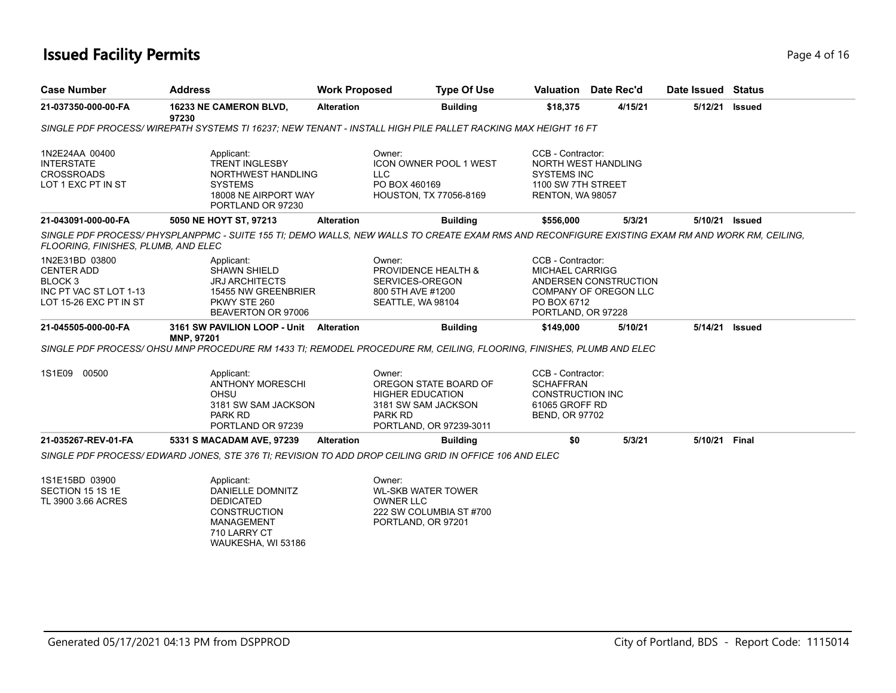# Issued Facility Permits

| Case Number | Address | Work Proposed | Type Of Use | Valuation | Date Rec'd | Date Issued | Status |
|---|---|---|---|---|---|---|---|
| 21-037350-000-00-FA | 16233 NE CAMERON BLVD, 97230 | Alteration | Building | $18,375 | 4/15/21 | 5/12/21 | Issued |

*SINGLE PDF PROCESS/ WIREPATH SYSTEMS TI 16237; NEW TENANT - INSTALL HIGH PILE PALLET RACKING MAX HEIGHT 16 FT*

1N2E24AA 00400
INTERSTATE
CROSSROADS
LOT 1 EXC PT IN ST

Applicant:
TRENT INGLESBY
NORTHWEST HANDLING
SYSTEMS
18008 NE AIRPORT WAY
PORTLAND OR 97230

Owner:
ICON OWNER POOL 1 WEST
LLC
PO BOX 460169
HOUSTON, TX 77056-8169

CCB - Contractor:
NORTH WEST HANDLING
SYSTEMS INC
1100 SW 7TH STREET
RENTON, WA 98057

| Case Number | Address | Work Proposed | Type Of Use | Valuation | Date Rec'd | Date Issued | Status |
|---|---|---|---|---|---|---|---|
| 21-043091-000-00-FA | 5050 NE HOYT ST, 97213 | Alteration | Building | $556,000 | 5/3/21 | 5/10/21 | Issued |

*SINGLE PDF PROCESS/ PHYSPLANPPMC - SUITE 155 TI; DEMO WALLS, NEW WALLS TO CREATE EXAM RMS AND RECONFIGURE EXISTING EXAM RM AND WORK RM, CEILING, FLOORING, FINISHES, PLUMB, AND ELEC*

1N2E31BD 03800
CENTER ADD
BLOCK 3
INC PT VAC ST LOT 1-13
LOT 15-26 EXC PT IN ST

Applicant:
SHAWN SHIELD
JRJ ARCHITECTS
15455 NW GREENBRIER
PKWY STE 260
BEAVERTON OR 97006

Owner:
PROVIDENCE HEALTH &
SERVICES-OREGON
800 5TH AVE #1200
SEATTLE, WA 98104

CCB - Contractor:
MICHAEL CARRIGG
ANDERSEN CONSTRUCTION
COMPANY OF OREGON LLC
PO BOX 6712
PORTLAND, OR 97228

| Case Number | Address | Work Proposed | Type Of Use | Valuation | Date Rec'd | Date Issued | Status |
|---|---|---|---|---|---|---|---|
| 21-045505-000-00-FA | 3161 SW PAVILION LOOP - Unit MNP, 97201 | Alteration | Building | $149,000 | 5/10/21 | 5/14/21 | Issued |

*SINGLE PDF PROCESS/ OHSU MNP PROCEDURE RM 1433 TI; REMODEL PROCEDURE RM, CEILING, FLOORING, FINISHES, PLUMB AND ELEC*

1S1E09 00500

Applicant:
ANTHONY MORESCHI
OHSU
3181 SW SAM JACKSON
PARK RD
PORTLAND OR 97239

Owner:
OREGON STATE BOARD OF
HIGHER EDUCATION
3181 SW SAM JACKSON
PARK RD
PORTLAND, OR 97239-3011

CCB - Contractor:
SCHAFFRAN
CONSTRUCTION INC
61065 GROFF RD
BEND, OR 97702

| Case Number | Address | Work Proposed | Type Of Use | Valuation | Date Rec'd | Date Issued | Status |
|---|---|---|---|---|---|---|---|
| 21-035267-REV-01-FA | 5331 S MACADAM AVE, 97239 | Alteration | Building | $0 | 5/3/21 | 5/10/21 | Final |

*SINGLE PDF PROCESS/ EDWARD JONES, STE 376 TI; REVISION TO ADD DROP CEILING GRID IN OFFICE 106 AND ELEC*

1S1E15BD 03900
SECTION 15 1S 1E
TL 3900 3.66 ACRES

Applicant:
DANIELLE DOMNITZ
DEDICATED
CONSTRUCTION
MANAGEMENT
710 LARRY CT
WAUKESHA, WI 53186

Owner:
WL-SKB WATER TOWER
OWNER LLC
222 SW COLUMBIA ST #700
PORTLAND, OR 97201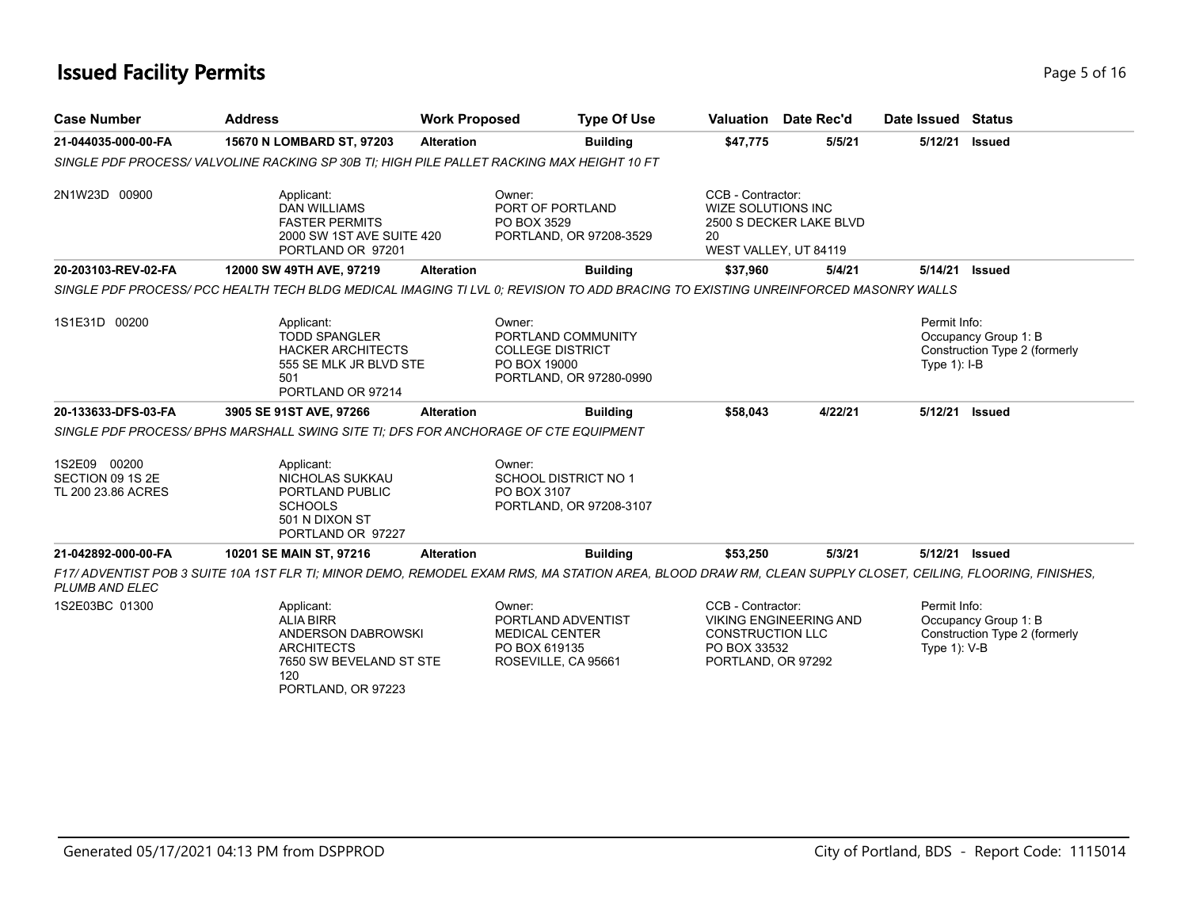# Issued Facility Permits

| Case Number | Address | Work Proposed | Type Of Use | Valuation | Date Rec'd | Date Issued | Status |
|---|---|---|---|---|---|---|---|
| **21-044035-000-00-FA** | **15670 N LOMBARD ST, 97203** | **Alteration** | **Building** | **$47,775** | **5/5/21** | **5/12/21** | **Issued** |

*SINGLE PDF PROCESS/ VALVOLINE RACKING SP 30B TI; HIGH PILE PALLET RACKING MAX HEIGHT 10 FT*

2N1W23D 00900

Applicant:
DAN WILLIAMS
FASTER PERMITS
2000 SW 1ST AVE SUITE 420
PORTLAND OR 97201

Owner:
PORT OF PORTLAND
PO BOX 3529
PORTLAND, OR 97208-3529

CCB - Contractor:
WIZE SOLUTIONS INC
2500 S DECKER LAKE BLVD
20
WEST VALLEY, UT 84119

| Case Number | Address | Work Proposed | Type Of Use | Valuation | Date Rec'd | Date Issued | Status |
|---|---|---|---|---|---|---|---|
| **20-203103-REV-02-FA** | **12000 SW 49TH AVE, 97219** | **Alteration** | **Building** | **$37,960** | **5/4/21** | **5/14/21** | **Issued** |

*SINGLE PDF PROCESS/ PCC HEALTH TECH BLDG MEDICAL IMAGING TI LVL 0; REVISION TO ADD BRACING TO EXISTING UNREINFORCED MASONRY WALLS*

1S1E31D 00200

Applicant:
TODD SPANGLER
HACKER ARCHITECTS
555 SE MLK JR BLVD STE
501
PORTLAND OR 97214

Owner:
PORTLAND COMMUNITY
COLLEGE DISTRICT
PO BOX 19000
PORTLAND, OR 97280-0990

Permit Info:
Occupancy Group 1: B
Construction Type 2 (formerly Type 1): I-B

| Case Number | Address | Work Proposed | Type Of Use | Valuation | Date Rec'd | Date Issued | Status |
|---|---|---|---|---|---|---|---|
| **20-133633-DFS-03-FA** | **3905 SE 91ST AVE, 97266** | **Alteration** | **Building** | **$58,043** | **4/22/21** | **5/12/21** | **Issued** |

*SINGLE PDF PROCESS/ BPHS MARSHALL SWING SITE TI; DFS FOR ANCHORAGE OF CTE EQUIPMENT*

1S2E09 00200
SECTION 09 1S 2E
TL 200 23.86 ACRES

Applicant:
NICHOLAS SUKKAU
PORTLAND PUBLIC
SCHOOLS
501 N DIXON ST
PORTLAND OR 97227

Owner:
SCHOOL DISTRICT NO 1
PO BOX 3107
PORTLAND, OR 97208-3107

| Case Number | Address | Work Proposed | Type Of Use | Valuation | Date Rec'd | Date Issued | Status |
|---|---|---|---|---|---|---|---|
| **21-042892-000-00-FA** | **10201 SE MAIN ST, 97216** | **Alteration** | **Building** | **$53,250** | **5/3/21** | **5/12/21** | **Issued** |

*F17/ ADVENTIST POB 3 SUITE 10A 1ST FLR TI; MINOR DEMO, REMODEL EXAM RMS, MA STATION AREA, BLOOD DRAW RM, CLEAN SUPPLY CLOSET, CEILING, FLOORING, FINISHES, PLUMB AND ELEC*

1S2E03BC 01300

Applicant:
ALIA BIRR
ANDERSON DABROWSKI
ARCHITECTS
7650 SW BEVELAND ST STE
120
PORTLAND, OR 97223

Owner:
PORTLAND ADVENTIST
MEDICAL CENTER
PO BOX 619135
ROSEVILLE, CA 95661

CCB - Contractor:
VIKING ENGINEERING AND
CONSTRUCTION LLC
PO BOX 33532
PORTLAND, OR 97292

Permit Info:
Occupancy Group 1: B
Construction Type 2 (formerly Type 1): V-B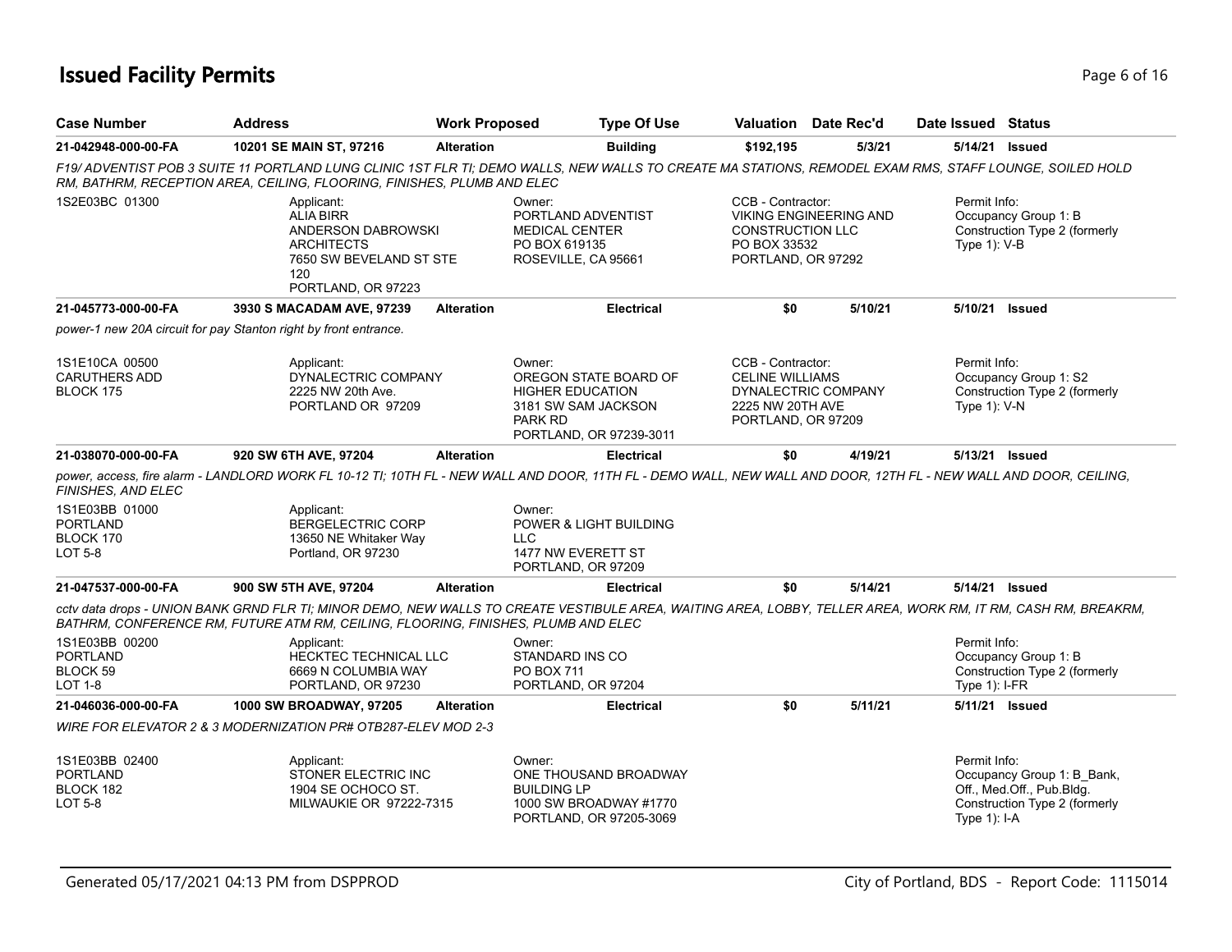# Issued Facility Permits

| Case Number | Address | Work Proposed | Type Of Use | Valuation | Date Rec'd | Date Issued | Status |
|---|---|---|---|---|---|---|---|
| 21-042948-000-00-FA | 10201 SE MAIN ST, 97216 | Alteration | Building | $192,195 | 5/3/21 | 5/14/21 | Issued |

*F19/ ADVENTIST POB 3 SUITE 11 PORTLAND LUNG CLINIC 1ST FLR TI; DEMO WALLS, NEW WALLS TO CREATE MA STATIONS, REMODEL EXAM RMS, STAFF LOUNGE, SOILED HOLD RM, BATHRM, RECEPTION AREA, CEILING, FLOORING, FINISHES, PLUMB AND ELEC*

1S2E03BC 01300

Applicant:
ALIA BIRR
ANDERSON DABROWSKI ARCHITECTS
7650 SW BEVELAND ST STE 120
PORTLAND, OR 97223

Owner:
PORTLAND ADVENTIST MEDICAL CENTER
PO BOX 619135
ROSEVILLE, CA 95661

CCB - Contractor:
VIKING ENGINEERING AND CONSTRUCTION LLC
PO BOX 33532
PORTLAND, OR 97292

Permit Info:
Occupancy Group 1: B
Construction Type 2 (formerly Type 1): V-B

---

| Case Number | Address | Work Proposed | Type Of Use | Valuation | Date Rec'd | Date Issued | Status |
|---|---|---|---|---|---|---|---|
| 21-045773-000-00-FA | 3930 S MACADAM AVE, 97239 | Alteration | Electrical | $0 | 5/10/21 | 5/10/21 | Issued |

*power-1 new 20A circuit for pay Stanton right by front entrance.*

1S1E10CA 00500
CARUTHERS ADD
BLOCK 175

Applicant:
DYNALECTRIC COMPANY
2225 NW 20th Ave.
PORTLAND OR 97209

Owner:
OREGON STATE BOARD OF HIGHER EDUCATION
3181 SW SAM JACKSON PARK RD
PORTLAND, OR 97239-3011

CCB - Contractor:
CELINE WILLIAMS
DYNALECTRIC COMPANY
2225 NW 20TH AVE
PORTLAND, OR 97209

Permit Info:
Occupancy Group 1: S2
Construction Type 2 (formerly Type 1): V-N

---

| Case Number | Address | Work Proposed | Type Of Use | Valuation | Date Rec'd | Date Issued | Status |
|---|---|---|---|---|---|---|---|
| 21-038070-000-00-FA | 920 SW 6TH AVE, 97204 | Alteration | Electrical | $0 | 4/19/21 | 5/13/21 | Issued |

*power, access, fire alarm - LANDLORD WORK FL 10-12 TI; 10TH FL - NEW WALL AND DOOR, 11TH FL - DEMO WALL, NEW WALL AND DOOR, 12TH FL - NEW WALL AND DOOR, CEILING, FINISHES, AND ELEC*

1S1E03BB 01000
PORTLAND
BLOCK 170
LOT 5-8

Applicant:
BERGELECTRIC CORP
13650 NE Whitaker Way
Portland, OR 97230

Owner:
POWER & LIGHT BUILDING LLC
1477 NW EVERETT ST
PORTLAND, OR 97209

---

| Case Number | Address | Work Proposed | Type Of Use | Valuation | Date Rec'd | Date Issued | Status |
|---|---|---|---|---|---|---|---|
| 21-047537-000-00-FA | 900 SW 5TH AVE, 97204 | Alteration | Electrical | $0 | 5/14/21 | 5/14/21 | Issued |

*cctv data drops - UNION BANK GRND FLR TI; MINOR DEMO, NEW WALLS TO CREATE VESTIBULE AREA, WAITING AREA, LOBBY, TELLER AREA, WORK RM, IT RM, CASH RM, BREAKRM, BATHRM, CONFERENCE RM, FUTURE ATM RM, CEILING, FLOORING, FINISHES, PLUMB AND ELEC*

1S1E03BB 00200
PORTLAND
BLOCK 59
LOT 1-8

Applicant:
HECKTEC TECHNICAL LLC
6669 N COLUMBIA WAY
PORTLAND, OR 97230

Owner:
STANDARD INS CO
PO BOX 711
PORTLAND, OR 97204

Permit Info:
Occupancy Group 1: B
Construction Type 2 (formerly Type 1): I-FR

---

| Case Number | Address | Work Proposed | Type Of Use | Valuation | Date Rec'd | Date Issued | Status |
|---|---|---|---|---|---|---|---|
| 21-046036-000-00-FA | 1000 SW BROADWAY, 97205 | Alteration | Electrical | $0 | 5/11/21 | 5/11/21 | Issued |

*WIRE FOR ELEVATOR 2 & 3 MODERNIZATION PR# OTB287-ELEV MOD 2-3*

1S1E03BB 02400
PORTLAND
BLOCK 182
LOT 5-8

Applicant:
STONER ELECTRIC INC
1904 SE OCHOCO ST.
MILWAUKIE OR 97222-7315

Owner:
ONE THOUSAND BROADWAY BUILDING LP
1000 SW BROADWAY #1770
PORTLAND, OR 97205-3069

Permit Info:
Occupancy Group 1: B_Bank, Off., Med.Off., Pub.Bldg.
Construction Type 2 (formerly Type 1): I-A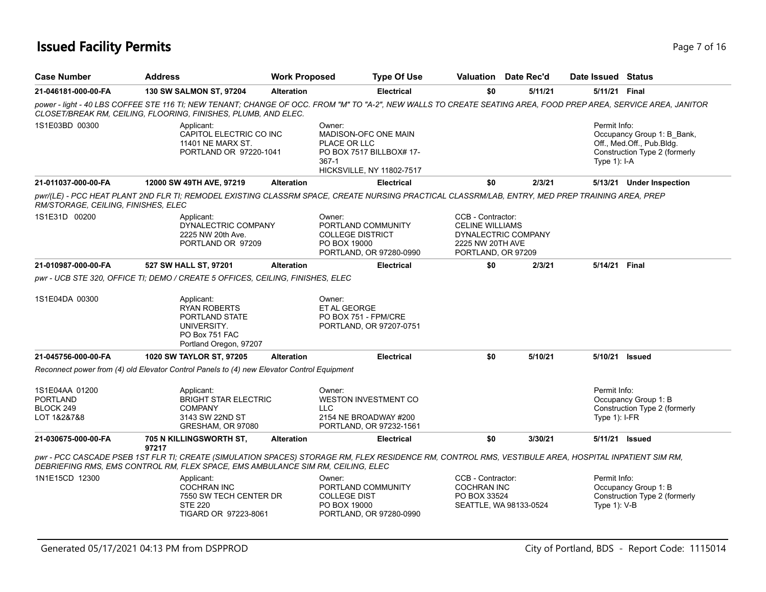# Issued Facility Permits

| Case Number | Address | Work Proposed | Type Of Use | Valuation | Date Rec'd | Date Issued | Status |
|---|---|---|---|---|---|---|---|
| 21-046181-000-00-FA | 130 SW SALMON ST, 97204 | Alteration | Electrical | $0 | 5/11/21 | 5/11/21 | Final |

*power - light - 40 LBS COFFEE STE 116 TI; NEW TENANT; CHANGE OF OCC. FROM "M" TO "A-2", NEW WALLS TO CREATE SEATING AREA, FOOD PREP AREA, SERVICE AREA, JANITOR CLOSET/BREAK RM, CEILING, FLOORING, FINISHES, PLUMB, AND ELEC.*

1S1E03BD 00300

Applicant:
CAPITOL ELECTRIC CO INC
11401 NE MARX ST.
PORTLAND OR 97220-1041

Owner:
MADISON-OFC ONE MAIN PLACE OR LLC
PO BOX 7517 BILLBOX# 17-367-1
HICKSVILLE, NY 11802-7517

Permit Info:
Occupancy Group 1: B_Bank, Off., Med.Off., Pub.Bldg.
Construction Type 2 (formerly Type 1): I-A

| Case Number | Address | Work Proposed | Type Of Use | Valuation | Date Rec'd | Date Issued | Status |
|---|---|---|---|---|---|---|---|
| 21-011037-000-00-FA | 12000 SW 49TH AVE, 97219 | Alteration | Electrical | $0 | 2/3/21 | 5/13/21 | Under Inspection |

*pwr/(LE) - PCC HEAT PLANT 2ND FLR TI; REMODEL EXISTING CLASSRM SPACE, CREATE NURSING PRACTICAL CLASSRM/LAB, ENTRY, MED PREP TRAINING AREA, PREP RM/STORAGE, CEILING, FINISHES, ELEC*

1S1E31D 00200

Applicant:
DYNALECTRIC COMPANY
2225 NW 20th Ave.
PORTLAND OR 97209

Owner:
PORTLAND COMMUNITY COLLEGE DISTRICT
PO BOX 19000
PORTLAND, OR 97280-0990

CCB - Contractor:
CELINE WILLIAMS
DYNALECTRIC COMPANY
2225 NW 20TH AVE
PORTLAND, OR 97209

| Case Number | Address | Work Proposed | Type Of Use | Valuation | Date Rec'd | Date Issued | Status |
|---|---|---|---|---|---|---|---|
| 21-010987-000-00-FA | 527 SW HALL ST, 97201 | Alteration | Electrical | $0 | 2/3/21 | 5/14/21 | Final |

*pwr - UCB STE 320, OFFICE TI; DEMO / CREATE 5 OFFICES, CEILING, FINISHES, ELEC*

1S1E04DA 00300

Applicant:
RYAN ROBERTS
PORTLAND STATE UNIVERSITY.
PO Box 751 FAC
Portland Oregon, 97207

Owner:
ET AL GEORGE
PO BOX 751 - FPM/CRE
PORTLAND, OR 97207-0751

| Case Number | Address | Work Proposed | Type Of Use | Valuation | Date Rec'd | Date Issued | Status |
|---|---|---|---|---|---|---|---|
| 21-045756-000-00-FA | 1020 SW TAYLOR ST, 97205 | Alteration | Electrical | $0 | 5/10/21 | 5/10/21 | Issued |

*Reconnect power from (4) old Elevator Control Panels to (4) new Elevator Control Equipment*

1S1E04AA 01200
PORTLAND
BLOCK 249
LOT 1&2&7&8

Applicant:
BRIGHT STAR ELECTRIC COMPANY
3143 SW 22ND ST
GRESHAM, OR 97080

Owner:
WESTON INVESTMENT CO LLC
2154 NE BROADWAY #200
PORTLAND, OR 97232-1561

Permit Info:
Occupancy Group 1: B
Construction Type 2 (formerly Type 1): I-FR

| Case Number | Address | Work Proposed | Type Of Use | Valuation | Date Rec'd | Date Issued | Status |
|---|---|---|---|---|---|---|---|
| 21-030675-000-00-FA | 705 N KILLINGSWORTH ST, 97217 | Alteration | Electrical | $0 | 3/30/21 | 5/11/21 | Issued |

*pwr - PCC CASCADE PSEB 1ST FLR TI; CREATE (SIMULATION SPACES) STORAGE RM, FLEX RESIDENCE RM, CONTROL RMS, VESTIBULE AREA, HOSPITAL INPATIENT SIM RM, DEBRIEFING RMS, EMS CONTROL RM, FLEX SPACE, EMS AMBULANCE SIM RM, CEILING, ELEC*

1N1E15CD 12300

Applicant:
COCHRAN INC
7550 SW TECH CENTER DR STE 220
TIGARD OR 97223-8061

Owner:
PORTLAND COMMUNITY COLLEGE DIST
PO BOX 19000
PORTLAND, OR 97280-0990

CCB - Contractor:
COCHRAN INC
PO BOX 33524
SEATTLE, WA 98133-0524

Permit Info:
Occupancy Group 1: B
Construction Type 2 (formerly Type 1): V-B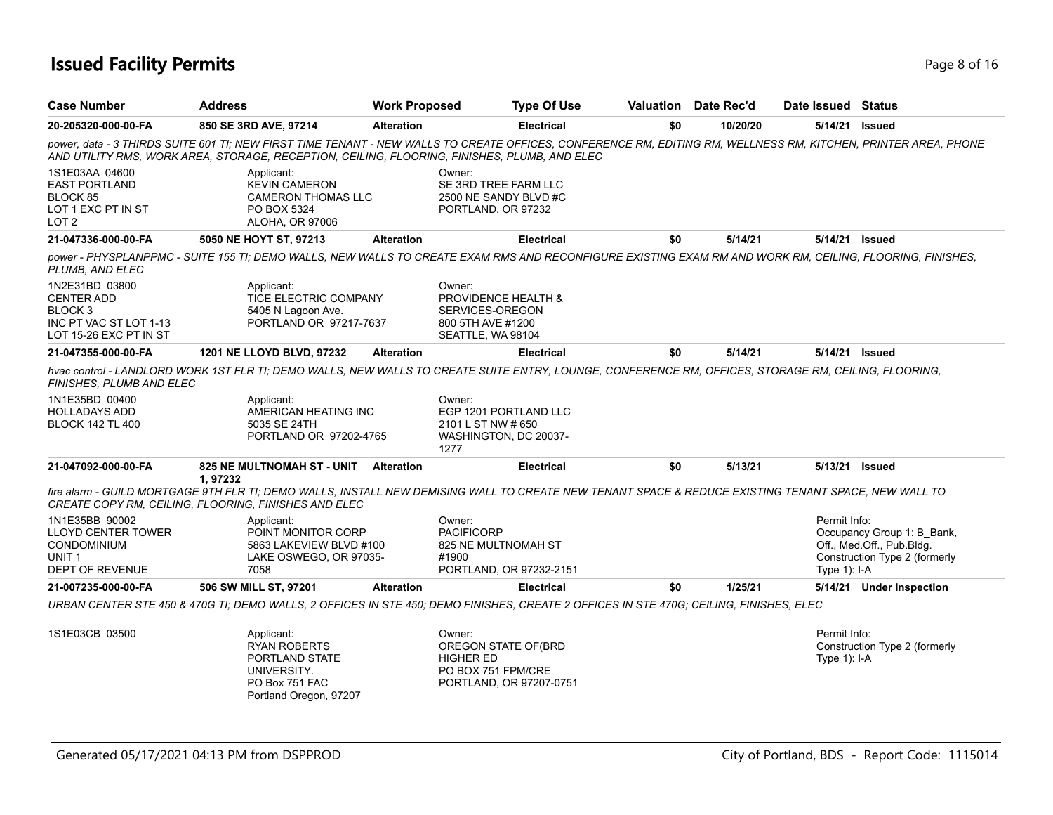# Issued Facility Permits

| Case Number | Address | Work Proposed | Type Of Use | Valuation | Date Rec'd | Date Issued | Status |
|---|---|---|---|---|---|---|---|
| 20-205320-000-00-FA | 850 SE 3RD AVE, 97214 | Alteration | Electrical | $0 | 10/20/20 | 5/14/21 | Issued |

*power, data - 3 THIRDS SUITE 601 TI; NEW FIRST TIME TENANT - NEW WALLS TO CREATE OFFICES, CONFERENCE RM, EDITING RM, WELLNESS RM, KITCHEN, PRINTER AREA, PHONE AND UTILITY RMS, WORK AREA, STORAGE, RECEPTION, CEILING, FLOORING, FINISHES, PLUMB, AND ELEC*

1S1E03AA 04600
EAST PORTLAND
BLOCK 85
LOT 1 EXC PT IN ST
LOT 2

Applicant:
KEVIN CAMERON
CAMERON THOMAS LLC
PO BOX 5324
ALOHA, OR 97006

Owner:
SE 3RD TREE FARM LLC
2500 NE SANDY BLVD #C
PORTLAND, OR 97232

| Case Number | Address | Work Proposed | Type Of Use | Valuation | Date Rec'd | Date Issued | Status |
|---|---|---|---|---|---|---|---|
| 21-047336-000-00-FA | 5050 NE HOYT ST, 97213 | Alteration | Electrical | $0 | 5/14/21 | 5/14/21 | Issued |

*power - PHYSPLANPPMC - SUITE 155 TI; DEMO WALLS, NEW WALLS TO CREATE EXAM RMS AND RECONFIGURE EXISTING EXAM RM AND WORK RM, CEILING, FLOORING, FINISHES, PLUMB, AND ELEC*

1N2E31BD 03800
CENTER ADD
BLOCK 3
INC PT VAC ST LOT 1-13
LOT 15-26 EXC PT IN ST

Applicant:
TICE ELECTRIC COMPANY
5405 N Lagoon Ave.
PORTLAND OR 97217-7637

Owner:
PROVIDENCE HEALTH &
SERVICES-OREGON
800 5TH AVE #1200
SEATTLE, WA 98104

| Case Number | Address | Work Proposed | Type Of Use | Valuation | Date Rec'd | Date Issued | Status |
|---|---|---|---|---|---|---|---|
| 21-047355-000-00-FA | 1201 NE LLOYD BLVD, 97232 | Alteration | Electrical | $0 | 5/14/21 | 5/14/21 | Issued |

*hvac control - LANDLORD WORK 1ST FLR TI; DEMO WALLS, NEW WALLS TO CREATE SUITE ENTRY, LOUNGE, CONFERENCE RM, OFFICES, STORAGE RM, CEILING, FLOORING, FINISHES, PLUMB AND ELEC*

1N1E35BD 00400
HOLLADAYS ADD
BLOCK 142 TL 400

Applicant:
AMERICAN HEATING INC
5035 SE 24TH
PORTLAND OR 97202-4765

Owner:
EGP 1201 PORTLAND LLC
2101 L ST NW # 650
WASHINGTON, DC 20037-1277

| Case Number | Address | Work Proposed | Type Of Use | Valuation | Date Rec'd | Date Issued | Status |
|---|---|---|---|---|---|---|---|
| 21-047092-000-00-FA | 825 NE MULTNOMAH ST - UNIT 1, 97232 | Alteration | Electrical | $0 | 5/13/21 | 5/13/21 | Issued |

*fire alarm - GUILD MORTGAGE 9TH FLR TI; DEMO WALLS, INSTALL NEW DEMISING WALL TO CREATE NEW TENANT SPACE & REDUCE EXISTING TENANT SPACE, NEW WALL TO CREATE COPY RM, CEILING, FLOORING, FINISHES AND ELEC*

1N1E35BB 90002
LLOYD CENTER TOWER
CONDOMINIUM
UNIT 1
DEPT OF REVENUE

Applicant:
POINT MONITOR CORP
5863 LAKEVIEW BLVD #100
LAKE OSWEGO, OR 97035-7058

Owner:
PACIFICORP
825 NE MULTNOMAH ST
#1900
PORTLAND, OR 97232-2151

Permit Info:
Occupancy Group 1: B_Bank, Off., Med.Off., Pub.Bldg.
Construction Type 2 (formerly Type 1): I-A

| Case Number | Address | Work Proposed | Type Of Use | Valuation | Date Rec'd | Date Issued | Status |
|---|---|---|---|---|---|---|---|
| 21-007235-000-00-FA | 506 SW MILL ST, 97201 | Alteration | Electrical | $0 | 1/25/21 | 5/14/21 | Under Inspection |

*URBAN CENTER STE 450 & 470G TI; DEMO WALLS, 2 OFFICES IN STE 450; DEMO FINISHES, CREATE 2 OFFICES IN STE 470G; CEILING, FINISHES, ELEC*

1S1E03CB 03500

Applicant:
RYAN ROBERTS
PORTLAND STATE
UNIVERSITY.
PO Box 751 FAC
Portland Oregon, 97207

Owner:
OREGON STATE OF(BRD
HIGHER ED
PO BOX 751 FPM/CRE
PORTLAND, OR 97207-0751

Permit Info:
Construction Type 2 (formerly Type 1): I-A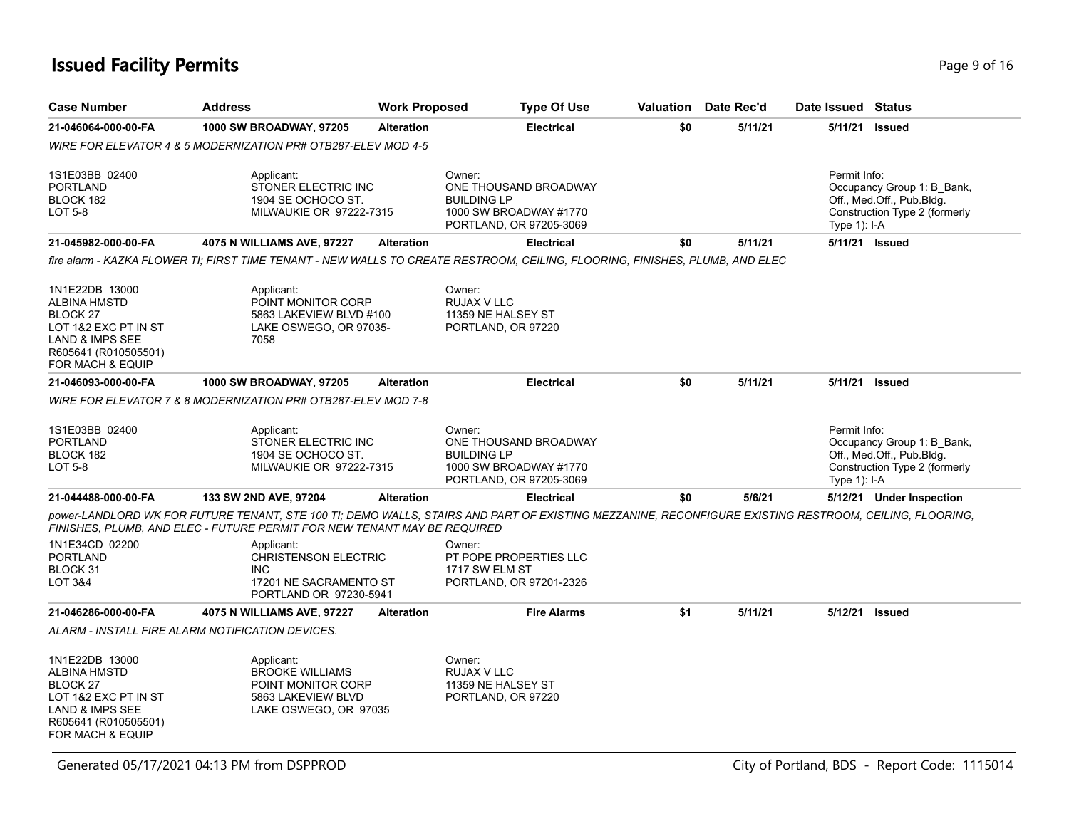# Issued Facility Permits

| Case Number | Address | Work Proposed | Type Of Use | Valuation | Date Rec'd | Date Issued | Status |
|---|---|---|---|---|---|---|---|
| **21-046064-000-00-FA** | **1000 SW BROADWAY, 97205** | **Alteration** | **Electrical** | **$0** | **5/11/21** | **5/11/21** | **Issued** |

*WIRE FOR ELEVATOR 4 & 5 MODERNIZATION PR# OTB287-ELEV MOD 4-5*

1S1E03BB 02400
PORTLAND
BLOCK 182
LOT 5-8

Applicant:
STONER ELECTRIC INC
1904 SE OCHOCO ST.
MILWAUKIE OR 97222-7315

Owner:
ONE THOUSAND BROADWAY BUILDING LP
1000 SW BROADWAY #1770
PORTLAND, OR 97205-3069

Permit Info:
Occupancy Group 1: B_Bank, Off., Med.Off., Pub.Bldg.
Construction Type 2 (formerly Type 1): I-A

| Case Number | Address | Work Proposed | Type Of Use | Valuation | Date Rec'd | Date Issued | Status |
|---|---|---|---|---|---|---|---|
| **21-045982-000-00-FA** | **4075 N WILLIAMS AVE, 97227** | **Alteration** | **Electrical** | **$0** | **5/11/21** | **5/11/21** | **Issued** |

*fire alarm - KAZKA FLOWER TI; FIRST TIME TENANT - NEW WALLS TO CREATE RESTROOM, CEILING, FLOORING, FINISHES, PLUMB, AND ELEC*

1N1E22DB 13000
ALBINA HMSTD
BLOCK 27
LOT 1&2 EXC PT IN ST
LAND & IMPS SEE
R605641 (R010505501)
FOR MACH & EQUIP

Applicant:
POINT MONITOR CORP
5863 LAKEVIEW BLVD #100
LAKE OSWEGO, OR 97035-7058

Owner:
RUJAX V LLC
11359 NE HALSEY ST
PORTLAND, OR 97220

| Case Number | Address | Work Proposed | Type Of Use | Valuation | Date Rec'd | Date Issued | Status |
|---|---|---|---|---|---|---|---|
| **21-046093-000-00-FA** | **1000 SW BROADWAY, 97205** | **Alteration** | **Electrical** | **$0** | **5/11/21** | **5/11/21** | **Issued** |

*WIRE FOR ELEVATOR 7 & 8 MODERNIZATION PR# OTB287-ELEV MOD 7-8*

1S1E03BB 02400
PORTLAND
BLOCK 182
LOT 5-8

Applicant:
STONER ELECTRIC INC
1904 SE OCHOCO ST.
MILWAUKIE OR 97222-7315

Owner:
ONE THOUSAND BROADWAY BUILDING LP
1000 SW BROADWAY #1770
PORTLAND, OR 97205-3069

Permit Info:
Occupancy Group 1: B_Bank, Off., Med.Off., Pub.Bldg.
Construction Type 2 (formerly Type 1): I-A

| Case Number | Address | Work Proposed | Type Of Use | Valuation | Date Rec'd | Date Issued | Status |
|---|---|---|---|---|---|---|---|
| **21-044488-000-00-FA** | **133 SW 2ND AVE, 97204** | **Alteration** | **Electrical** | **$0** | **5/6/21** | **5/12/21** | **Under Inspection** |

*power-LANDLORD WK FOR FUTURE TENANT, STE 100 TI; DEMO WALLS, STAIRS AND PART OF EXISTING MEZZANINE, RECONFIGURE EXISTING RESTROOM, CEILING, FLOORING, FINISHES, PLUMB, AND ELEC - FUTURE PERMIT FOR NEW TENANT MAY BE REQUIRED*

1N1E34CD 02200
PORTLAND
BLOCK 31
LOT 3&4

Applicant:
CHRISTENSON ELECTRIC INC
17201 NE SACRAMENTO ST
PORTLAND OR 97230-5941

Owner:
PT POPE PROPERTIES LLC
1717 SW ELM ST
PORTLAND, OR 97201-2326

| Case Number | Address | Work Proposed | Type Of Use | Valuation | Date Rec'd | Date Issued | Status |
|---|---|---|---|---|---|---|---|
| **21-046286-000-00-FA** | **4075 N WILLIAMS AVE, 97227** | **Alteration** | **Fire Alarms** | **$1** | **5/11/21** | **5/12/21** | **Issued** |

*ALARM - INSTALL FIRE ALARM NOTIFICATION DEVICES.*

1N1E22DB 13000
ALBINA HMSTD
BLOCK 27
LOT 1&2 EXC PT IN ST
LAND & IMPS SEE
R605641 (R010505501)
FOR MACH & EQUIP

Applicant:
BROOKE WILLIAMS
POINT MONITOR CORP
5863 LAKEVIEW BLVD
LAKE OSWEGO, OR 97035

Owner:
RUJAX V LLC
11359 NE HALSEY ST
PORTLAND, OR 97220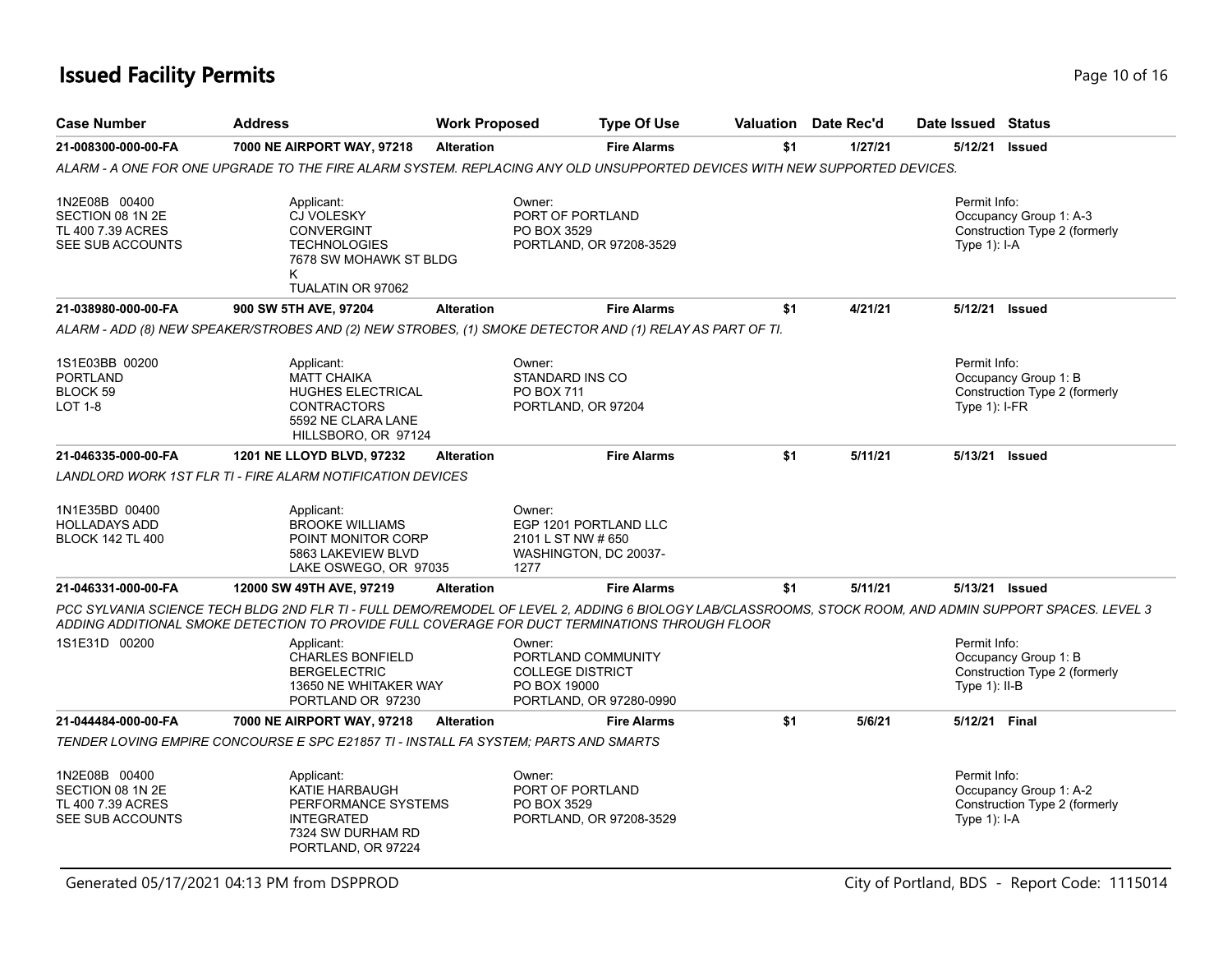# Issued Facility Permits

| Case Number | Address | Work Proposed | Type Of Use | Valuation | Date Rec'd | Date Issued | Status |
|---|---|---|---|---|---|---|---|
| 21-008300-000-00-FA | 7000 NE AIRPORT WAY, 97218 | Alteration | Fire Alarms | $1 | 1/27/21 | 5/12/21 | Issued |

ALARM - A ONE FOR ONE UPGRADE TO THE FIRE ALARM SYSTEM. REPLACING ANY OLD UNSUPPORTED DEVICES WITH NEW SUPPORTED DEVICES.

1N2E08B 00400
SECTION 08 1N 2E
TL 400 7.39 ACRES
SEE SUB ACCOUNTS

Applicant:
CJ VOLESKY
CONVERGINT TECHNOLOGIES
7678 SW MOHAWK ST BLDG K
TUALATIN OR 97062

Owner:
PORT OF PORTLAND
PO BOX 3529
PORTLAND, OR 97208-3529

Permit Info:
Occupancy Group 1: A-3
Construction Type 2 (formerly Type 1): I-A

| Case Number | Address | Work Proposed | Type Of Use | Valuation | Date Rec'd | Date Issued | Status |
|---|---|---|---|---|---|---|---|
| 21-038980-000-00-FA | 900 SW 5TH AVE, 97204 | Alteration | Fire Alarms | $1 | 4/21/21 | 5/12/21 | Issued |

ALARM - ADD (8) NEW SPEAKER/STROBES AND (2) NEW STROBES, (1) SMOKE DETECTOR AND (1) RELAY AS PART OF TI.

1S1E03BB 00200
PORTLAND
BLOCK 59
LOT 1-8

Applicant:
MATT CHAIKA
HUGHES ELECTRICAL CONTRACTORS
5592 NE CLARA LANE
HILLSBORO, OR 97124

Owner:
STANDARD INS CO
PO BOX 711
PORTLAND, OR 97204

Permit Info:
Occupancy Group 1: B
Construction Type 2 (formerly Type 1): I-FR

| Case Number | Address | Work Proposed | Type Of Use | Valuation | Date Rec'd | Date Issued | Status |
|---|---|---|---|---|---|---|---|
| 21-046335-000-00-FA | 1201 NE LLOYD BLVD, 97232 | Alteration | Fire Alarms | $1 | 5/11/21 | 5/13/21 | Issued |

LANDLORD WORK 1ST FLR TI - FIRE ALARM NOTIFICATION DEVICES

1N1E35BD 00400
HOLLADAYS ADD
BLOCK 142 TL 400

Applicant:
BROOKE WILLIAMS
POINT MONITOR CORP
5863 LAKEVIEW BLVD
LAKE OSWEGO, OR 97035

Owner:
EGP 1201 PORTLAND LLC
2101 L ST NW # 650
WASHINGTON, DC 20037-1277

| Case Number | Address | Work Proposed | Type Of Use | Valuation | Date Rec'd | Date Issued | Status |
|---|---|---|---|---|---|---|---|
| 21-046331-000-00-FA | 12000 SW 49TH AVE, 97219 | Alteration | Fire Alarms | $1 | 5/11/21 | 5/13/21 | Issued |

PCC SYLVANIA SCIENCE TECH BLDG 2ND FLR TI - FULL DEMO/REMODEL OF LEVEL 2, ADDING 6 BIOLOGY LAB/CLASSROOMS, STOCK ROOM, AND ADMIN SUPPORT SPACES. LEVEL 3 ADDING ADDITIONAL SMOKE DETECTION TO PROVIDE FULL COVERAGE FOR DUCT TERMINATIONS THROUGH FLOOR

1S1E31D 00200

Applicant:
CHARLES BONFIELD
BERGELECTRIC
13650 NE WHITAKER WAY
PORTLAND OR 97230

Owner:
PORTLAND COMMUNITY COLLEGE DISTRICT
PO BOX 19000
PORTLAND, OR 97280-0990

Permit Info:
Occupancy Group 1: B
Construction Type 2 (formerly Type 1): II-B

| Case Number | Address | Work Proposed | Type Of Use | Valuation | Date Rec'd | Date Issued | Status |
|---|---|---|---|---|---|---|---|
| 21-044484-000-00-FA | 7000 NE AIRPORT WAY, 97218 | Alteration | Fire Alarms | $1 | 5/6/21 | 5/12/21 | Final |

TENDER LOVING EMPIRE CONCOURSE E SPC E21857 TI - INSTALL FA SYSTEM; PARTS AND SMARTS

1N2E08B 00400
SECTION 08 1N 2E
TL 400 7.39 ACRES
SEE SUB ACCOUNTS

Applicant:
KATIE HARBAUGH
PERFORMANCE SYSTEMS INTEGRATED
7324 SW DURHAM RD
PORTLAND, OR 97224

Owner:
PORT OF PORTLAND
PO BOX 3529
PORTLAND, OR 97208-3529

Permit Info:
Occupancy Group 1: A-2
Construction Type 2 (formerly Type 1): I-A

Generated 05/17/2021 04:13 PM from DSPPROD — City of Portland, BDS - Report Code: 1115014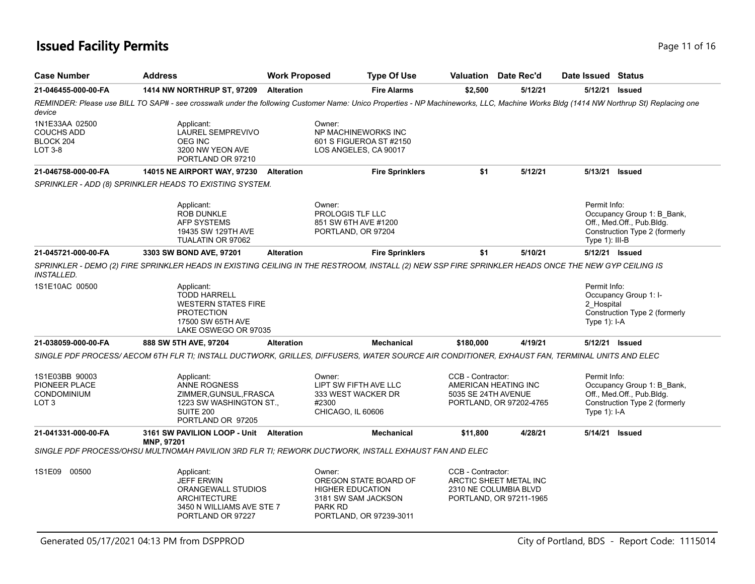# Issued Facility Permits

| Case Number | Address | Work Proposed | Type Of Use | Valuation | Date Rec'd | Date Issued | Status |
|---|---|---|---|---|---|---|---|
| **21-046455-000-00-FA** | **1414 NW NORTHRUP ST, 97209** | **Alteration** | **Fire Alarms** | **$2,500** | **5/12/21** | **5/12/21** | **Issued** |

*REMINDER: Please use BILL TO SAP# - see crosswalk under the following Customer Name: Unico Properties - NP Machineworks, LLC, Machine Works Bldg (1414 NW Northrup St) Replacing one device*

1N1E33AA 02500
COUCHS ADD
BLOCK 204
LOT 3-8

Applicant:
LAUREL SEMPREVIVO
OEG INC
3200 NW YEON AVE
PORTLAND OR 97210

Owner:
NP MACHINEWORKS INC
601 S FIGUEROA ST #2150
LOS ANGELES, CA 90017

| Case Number | Address | Work Proposed | Type Of Use | Valuation | Date Rec'd | Date Issued | Status |
|---|---|---|---|---|---|---|---|
| **21-046758-000-00-FA** | **14015 NE AIRPORT WAY, 97230** | **Alteration** | **Fire Sprinklers** | **$1** | **5/12/21** | **5/13/21** | **Issued** |

*SPRINKLER - ADD (8) SPRINKLER HEADS TO EXISTING SYSTEM.*

Applicant:
ROB DUNKLE
AFP SYSTEMS
19435 SW 129TH AVE
TUALATIN OR 97062

Owner:
PROLOGIS TLF LLC
851 SW 6TH AVE #1200
PORTLAND, OR 97204

Permit Info:
Occupancy Group 1: B_Bank, Off., Med.Off., Pub.Bldg.
Construction Type 2 (formerly Type 1): III-B

| Case Number | Address | Work Proposed | Type Of Use | Valuation | Date Rec'd | Date Issued | Status |
|---|---|---|---|---|---|---|---|
| **21-045721-000-00-FA** | **3303 SW BOND AVE, 97201** | **Alteration** | **Fire Sprinklers** | **$1** | **5/10/21** | **5/12/21** | **Issued** |

*SPRINKLER - DEMO (2) FIRE SPRINKLER HEADS IN EXISTING CEILING IN THE RESTROOM, INSTALL (2) NEW SSP FIRE SPRINKLER HEADS ONCE THE NEW GYP CEILING IS INSTALLED.*

1S1E10AC 00500

Applicant:
TODD HARRELL
WESTERN STATES FIRE PROTECTION
17500 SW 65TH AVE
LAKE OSWEGO OR 97035

Permit Info:
Occupancy Group 1: I-2_Hospital
Construction Type 2 (formerly Type 1): I-A

| Case Number | Address | Work Proposed | Type Of Use | Valuation | Date Rec'd | Date Issued | Status |
|---|---|---|---|---|---|---|---|
| **21-038059-000-00-FA** | **888 SW 5TH AVE, 97204** | **Alteration** | **Mechanical** | **$180,000** | **4/19/21** | **5/12/21** | **Issued** |

*SINGLE PDF PROCESS/ AECOM 6TH FLR TI; INSTALL DUCTWORK, GRILLES, DIFFUSERS, WATER SOURCE AIR CONDITIONER, EXHAUST FAN, TERMINAL UNITS AND ELEC*

1S1E03BB 90003
PIONEER PLACE CONDOMINIUM
LOT 3

Applicant:
ANNE ROGNESS
ZIMMER,GUNSUL,FRASCA
1223 SW WASHINGTON ST., SUITE 200
PORTLAND OR 97205

Owner:
LIPT SW FIFTH AVE LLC
333 WEST WACKER DR #2300
CHICAGO, IL 60606

CCB - Contractor:
AMERICAN HEATING INC
5035 SE 24TH AVENUE
PORTLAND, OR 97202-4765

Permit Info:
Occupancy Group 1: B_Bank, Off., Med.Off., Pub.Bldg.
Construction Type 2 (formerly Type 1): I-A

| Case Number | Address | Work Proposed | Type Of Use | Valuation | Date Rec'd | Date Issued | Status |
|---|---|---|---|---|---|---|---|
| **21-041331-000-00-FA** | **3161 SW PAVILION LOOP - Unit MNP, 97201** | **Alteration** | **Mechanical** | **$11,800** | **4/28/21** | **5/14/21** | **Issued** |

*SINGLE PDF PROCESS/OHSU MULTNOMAH PAVILION 3RD FLR TI; REWORK DUCTWORK, INSTALL EXHAUST FAN AND ELEC*

1S1E09 00500

Applicant:
JEFF ERWIN
ORANGEWALL STUDIOS ARCHITECTURE
3450 N WILLIAMS AVE STE 7
PORTLAND OR 97227

Owner:
OREGON STATE BOARD OF HIGHER EDUCATION
3181 SW SAM JACKSON PARK RD
PORTLAND, OR 97239-3011

CCB - Contractor:
ARCTIC SHEET METAL INC
2310 NE COLUMBIA BLVD
PORTLAND, OR 97211-1965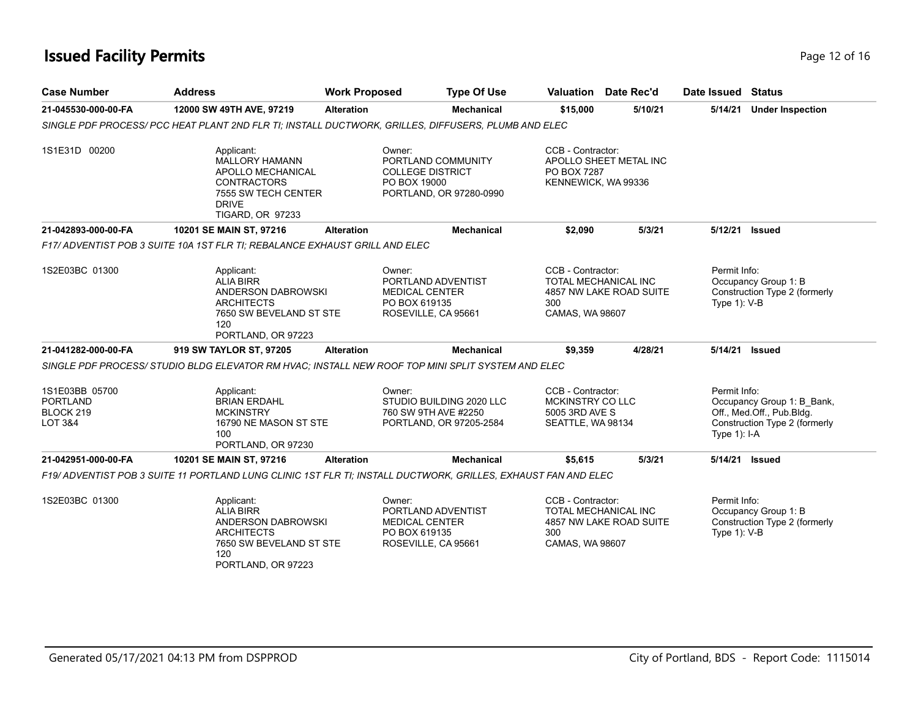# Issued Facility Permits

| Case Number | Address | Work Proposed | Type Of Use | Valuation | Date Rec'd | Date Issued | Status |
|---|---|---|---|---|---|---|---|
| 21-045530-000-00-FA | 12000 SW 49TH AVE, 97219 | Alteration | Mechanical | $15,000 | 5/10/21 | 5/14/21 | Under Inspection |

*SINGLE PDF PROCESS/ PCC HEAT PLANT 2ND FLR TI; INSTALL DUCTWORK, GRILLES, DIFFUSERS, PLUMB AND ELEC*

1S1E31D 00200

Applicant:
MALLORY HAMANN
APOLLO MECHANICAL CONTRACTORS
7555 SW TECH CENTER DRIVE
TIGARD, OR 97233

Owner:
PORTLAND COMMUNITY COLLEGE DISTRICT
PO BOX 19000
PORTLAND, OR 97280-0990

CCB - Contractor:
APOLLO SHEET METAL INC
PO BOX 7287
KENNEWICK, WA 99336

---

| Case Number | Address | Work Proposed | Type Of Use | Valuation | Date Rec'd | Date Issued | Status |
|---|---|---|---|---|---|---|---|
| 21-042893-000-00-FA | 10201 SE MAIN ST, 97216 | Alteration | Mechanical | $2,090 | 5/3/21 | 5/12/21 | Issued |

*F17/ ADVENTIST POB 3 SUITE 10A 1ST FLR TI; REBALANCE EXHAUST GRILL AND ELEC*

1S2E03BC 01300

Applicant:
ALIA BIRR
ANDERSON DABROWSKI ARCHITECTS
7650 SW BEVELAND ST STE 120
PORTLAND, OR 97223

Owner:
PORTLAND ADVENTIST MEDICAL CENTER
PO BOX 619135
ROSEVILLE, CA 95661

CCB - Contractor:
TOTAL MECHANICAL INC
4857 NW LAKE ROAD SUITE 300
CAMAS, WA 98607

Permit Info:
Occupancy Group 1: B
Construction Type 2 (formerly Type 1): V-B

---

| Case Number | Address | Work Proposed | Type Of Use | Valuation | Date Rec'd | Date Issued | Status |
|---|---|---|---|---|---|---|---|
| 21-041282-000-00-FA | 919 SW TAYLOR ST, 97205 | Alteration | Mechanical | $9,359 | 4/28/21 | 5/14/21 | Issued |

*SINGLE PDF PROCESS/ STUDIO BLDG ELEVATOR RM HVAC; INSTALL NEW ROOF TOP MINI SPLIT SYSTEM AND ELEC*

1S1E03BB 05700
PORTLAND
BLOCK 219
LOT 3&4

Applicant:
BRIAN ERDAHL
MCKINSTRY
16790 NE MASON ST STE 100
PORTLAND, OR 97230

Owner:
STUDIO BUILDING 2020 LLC
760 SW 9TH AVE #2250
PORTLAND, OR 97205-2584

CCB - Contractor:
MCKINSTRY CO LLC
5005 3RD AVE S
SEATTLE, WA 98134

Permit Info:
Occupancy Group 1: B_Bank, Off., Med.Off., Pub.Bldg.
Construction Type 2 (formerly Type 1): I-A

---

| Case Number | Address | Work Proposed | Type Of Use | Valuation | Date Rec'd | Date Issued | Status |
|---|---|---|---|---|---|---|---|
| 21-042951-000-00-FA | 10201 SE MAIN ST, 97216 | Alteration | Mechanical | $5,615 | 5/3/21 | 5/14/21 | Issued |

*F19/ ADVENTIST POB 3 SUITE 11 PORTLAND LUNG CLINIC 1ST FLR TI; INSTALL DUCTWORK, GRILLES, EXHAUST FAN AND ELEC*

1S2E03BC 01300

Applicant:
ALIA BIRR
ANDERSON DABROWSKI ARCHITECTS
7650 SW BEVELAND ST STE 120
PORTLAND, OR 97223

Owner:
PORTLAND ADVENTIST MEDICAL CENTER
PO BOX 619135
ROSEVILLE, CA 95661

CCB - Contractor:
TOTAL MECHANICAL INC
4857 NW LAKE ROAD SUITE 300
CAMAS, WA 98607

Permit Info:
Occupancy Group 1: B
Construction Type 2 (formerly Type 1): V-B

Generated 05/17/2021 04:13 PM from DSPPROD — City of Portland, BDS - Report Code: 1115014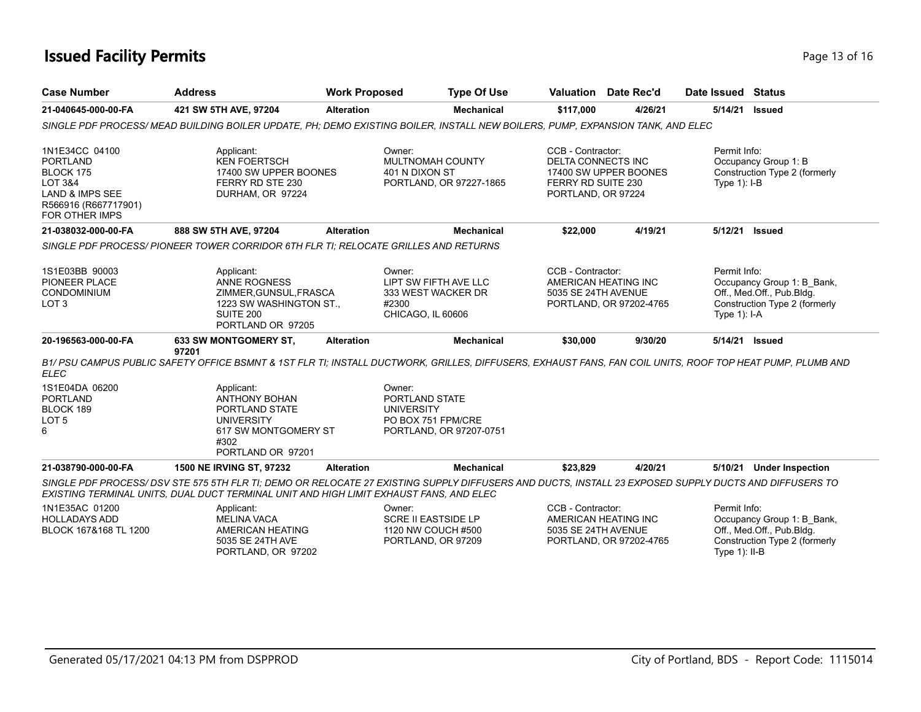# Issued Facility Permits

| Case Number | Address | Work Proposed | Type Of Use | Valuation | Date Rec'd | Date Issued | Status |
|---|---|---|---|---|---|---|---|
| **21-040645-000-00-FA** | **421 SW 5TH AVE, 97204** | **Alteration** | **Mechanical** | **$117,000** | **4/26/21** | **5/14/21** | **Issued** |

*SINGLE PDF PROCESS/ MEAD BUILDING BOILER UPDATE, PH; DEMO EXISTING BOILER, INSTALL NEW BOILERS, PUMP, EXPANSION TANK, AND ELEC*

| Property | Applicant | Owner | CCB - Contractor | Permit Info |
|---|---|---|---|---|
| 1N1E34CC 04100 PORTLAND BLOCK 175 LOT 3&4 LAND & IMPS SEE R566916 (R667717901) FOR OTHER IMPS | Applicant: KEN FOERTSCH 17400 SW UPPER BOONES FERRY RD STE 230 DURHAM, OR 97224 | Owner: MULTNOMAH COUNTY 401 N DIXON ST PORTLAND, OR 97227-1865 | CCB - Contractor: DELTA CONNECTS INC 17400 SW UPPER BOONES FERRY RD SUITE 230 PORTLAND, OR 97224 | Permit Info: Occupancy Group 1: B Construction Type 2 (formerly Type 1): I-B |

| Case Number | Address | Work Proposed | Type Of Use | Valuation | Date Rec'd | Date Issued | Status |
|---|---|---|---|---|---|---|---|
| **21-038032-000-00-FA** | **888 SW 5TH AVE, 97204** | **Alteration** | **Mechanical** | **$22,000** | **4/19/21** | **5/12/21** | **Issued** |

*SINGLE PDF PROCESS/ PIONEER TOWER CORRIDOR 6TH FLR TI; RELOCATE GRILLES AND RETURNS*

| Property | Applicant | Owner | CCB - Contractor | Permit Info |
|---|---|---|---|---|
| 1S1E03BB 90003 PIONEER PLACE CONDOMINIUM LOT 3 | Applicant: ANNE ROGNESS ZIMMER,GUNSUL,FRASCA 1223 SW WASHINGTON ST., SUITE 200 PORTLAND OR 97205 | Owner: LIPT SW FIFTH AVE LLC 333 WEST WACKER DR #2300 CHICAGO, IL 60606 | CCB - Contractor: AMERICAN HEATING INC 5035 SE 24TH AVENUE PORTLAND, OR 97202-4765 | Permit Info: Occupancy Group 1: B_Bank, Off., Med.Off., Pub.Bldg. Construction Type 2 (formerly Type 1): I-A |

| Case Number | Address | Work Proposed | Type Of Use | Valuation | Date Rec'd | Date Issued | Status |
|---|---|---|---|---|---|---|---|
| **20-196563-000-00-FA** | **633 SW MONTGOMERY ST, 97201** | **Alteration** | **Mechanical** | **$30,000** | **9/30/20** | **5/14/21** | **Issued** |

*B1/ PSU CAMPUS PUBLIC SAFETY OFFICE BSMNT & 1ST FLR TI; INSTALL DUCTWORK, GRILLES, DIFFUSERS, EXHAUST FANS, FAN COIL UNITS, ROOF TOP HEAT PUMP, PLUMB AND ELEC*

| Property | Applicant | Owner | CCB - Contractor | Permit Info |
|---|---|---|---|---|
| 1S1E04DA 06200 PORTLAND BLOCK 189 LOT 5 6 | Applicant: ANTHONY BOHAN PORTLAND STATE UNIVERSITY 617 SW MONTGOMERY ST #302 PORTLAND OR 97201 | Owner: PORTLAND STATE UNIVERSITY PO BOX 751 FPM/CRE PORTLAND, OR 97207-0751 | | |

| Case Number | Address | Work Proposed | Type Of Use | Valuation | Date Rec'd | Date Issued | Status |
|---|---|---|---|---|---|---|---|
| **21-038790-000-00-FA** | **1500 NE IRVING ST, 97232** | **Alteration** | **Mechanical** | **$23,829** | **4/20/21** | **5/10/21** | **Under Inspection** |

*SINGLE PDF PROCESS/ DSV STE 575 5TH FLR TI; DEMO OR RELOCATE 27 EXISTING SUPPLY DIFFUSERS AND DUCTS, INSTALL 23 EXPOSED SUPPLY DUCTS AND DIFFUSERS TO EXISTING TERMINAL UNITS, DUAL DUCT TERMINAL UNIT AND HIGH LIMIT EXHAUST FANS, AND ELEC*

| Property | Applicant | Owner | CCB - Contractor | Permit Info |
|---|---|---|---|---|
| 1N1E35AC 01200 HOLLADAYS ADD BLOCK 167&168 TL 1200 | Applicant: MELINA VACA AMERICAN HEATING 5035 SE 24TH AVE PORTLAND, OR 97202 | Owner: SCRE II EASTSIDE LP 1120 NW COUCH #500 PORTLAND, OR 97209 | CCB - Contractor: AMERICAN HEATING INC 5035 SE 24TH AVENUE PORTLAND, OR 97202-4765 | Permit Info: Occupancy Group 1: B_Bank, Off., Med.Off., Pub.Bldg. Construction Type 2 (formerly Type 1): II-B |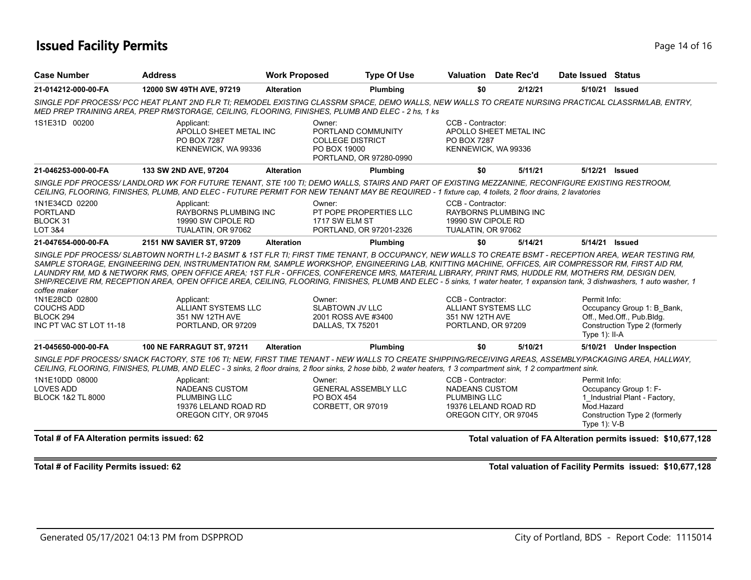# Issued Facility Permits

| Case Number | Address | Work Proposed | Type Of Use | Valuation | Date Rec'd | Date Issued | Status |
|---|---|---|---|---|---|---|---|
| 21-014212-000-00-FA | 12000 SW 49TH AVE, 97219 | Alteration | Plumbing | $0 | 2/12/21 | 5/10/21 | Issued |

*SINGLE PDF PROCESS/ PCC HEAT PLANT 2ND FLR TI; REMODEL EXISTING CLASSRM SPACE, DEMO WALLS, NEW WALLS TO CREATE NURSING PRACTICAL CLASSRM/LAB, ENTRY, MED PREP TRAINING AREA, PREP RM/STORAGE, CEILING, FLOORING, FINISHES, PLUMB AND ELEC - 2 hs, 1 ks*

1S1E31D 00200

Applicant: APOLLO SHEET METAL INC, PO BOX 7287, KENNEWICK, WA 99336

Owner: PORTLAND COMMUNITY COLLEGE DISTRICT, PO BOX 19000, PORTLAND, OR 97280-0990

CCB - Contractor: APOLLO SHEET METAL INC, PO BOX 7287, KENNEWICK, WA 99336

| Case Number | Address | Work Proposed | Type Of Use | Valuation | Date Rec'd | Date Issued | Status |
|---|---|---|---|---|---|---|---|
| 21-046253-000-00-FA | 133 SW 2ND AVE, 97204 | Alteration | Plumbing | $0 | 5/11/21 | 5/12/21 | Issued |

*SINGLE PDF PROCESS/ LANDLORD WK FOR FUTURE TENANT, STE 100 TI; DEMO WALLS, STAIRS AND PART OF EXISTING MEZZANINE, RECONFIGURE EXISTING RESTROOM, CEILING, FLOORING, FINISHES, PLUMB, AND ELEC - FUTURE PERMIT FOR NEW TENANT MAY BE REQUIRED - 1 fixture cap, 4 toilets, 2 floor drains, 2 lavatories*

1N1E34CD 02200, PORTLAND, BLOCK 31, LOT 3&4

Applicant: RAYBORNS PLUMBING INC, 19990 SW CIPOLE RD, TUALATIN, OR 97062

Owner: PT POPE PROPERTIES LLC, 1717 SW ELM ST, PORTLAND, OR 97201-2326

CCB - Contractor: RAYBORNS PLUMBING INC, 19990 SW CIPOLE RD, TUALATIN, OR 97062

| Case Number | Address | Work Proposed | Type Of Use | Valuation | Date Rec'd | Date Issued | Status |
|---|---|---|---|---|---|---|---|
| 21-047654-000-00-FA | 2151 NW SAVIER ST, 97209 | Alteration | Plumbing | $0 | 5/14/21 | 5/14/21 | Issued |

*SINGLE PDF PROCESS/ SLABTOWN NORTH L1-2 BASMT & 1ST FLR TI; FIRST TIME TENANT, B OCCUPANCY, NEW WALLS TO CREATE BSMT - RECEPTION AREA, WEAR TESTING RM, SAMPLE STORAGE, ENGINEERING DEN, INSTRUMENTATION RM, SAMPLE WORKSHOP, ENGINEERING LAB, KNITTING MACHINE, OFFICES, AIR COMPRESSOR RM, FIRST AID RM, LAUNDRY RM, MD & NETWORK RMS, OPEN OFFICE AREA; 1ST FLR - OFFICES, CONFERENCE MRS, MATERIAL LIBRARY, PRINT RMS, HUDDLE RM, MOTHERS RM, DESIGN DEN, SHIP/RECEIVE RM, RECEPTION AREA, OPEN OFFICE AREA, CEILING, FLOORING, FINISHES, PLUMB AND ELEC - 5 sinks, 1 water heater, 1 expansion tank, 3 dishwashers, 1 auto washer, 1 coffee maker*

1N1E28CD 02800, COUCHS ADD, BLOCK 294, INC PT VAC ST LOT 11-18

Applicant: ALLIANT SYSTEMS LLC, 351 NW 12TH AVE, PORTLAND, OR 97209

Owner: SLABTOWN JV LLC, 2001 ROSS AVE #3400, DALLAS, TX 75201

CCB - Contractor: ALLIANT SYSTEMS LLC, 351 NW 12TH AVE, PORTLAND, OR 97209

Permit Info: Occupancy Group 1: B_Bank, Off., Med.Off., Pub.Bldg. Construction Type 2 (formerly Type 1): II-A

| Case Number | Address | Work Proposed | Type Of Use | Valuation | Date Rec'd | Date Issued | Status |
|---|---|---|---|---|---|---|---|
| 21-045650-000-00-FA | 100 NE FARRAGUT ST, 97211 | Alteration | Plumbing | $0 | 5/10/21 | 5/10/21 | Under Inspection |

*SINGLE PDF PROCESS/ SNACK FACTORY, STE 106 TI; NEW, FIRST TIME TENANT - NEW WALLS TO CREATE SHIPPING/RECEIVING AREAS, ASSEMBLY/PACKAGING AREA, HALLWAY, CEILING, FLOORING, FINISHES, PLUMB, AND ELEC - 3 sinks, 2 floor drains, 2 floor sinks, 2 hose bibb, 2 water heaters, 1 3 compartment sink, 1 2 compartment sink.*

1N1E10DD 08000, LOVES ADD, BLOCK 1&2 TL 8000

Applicant: NADEANS CUSTOM PLUMBING LLC, 19376 LELAND ROAD RD, OREGON CITY, OR 97045

Owner: GENERAL ASSEMBLY LLC, PO BOX 454, CORBETT, OR 97019

CCB - Contractor: NADEANS CUSTOM PLUMBING LLC, 19376 LELAND ROAD RD, OREGON CITY, OR 97045

Permit Info: Occupancy Group 1: F-1_Industrial Plant - Factory, Mod.Hazard. Construction Type 2 (formerly Type 1): V-B

**Total # of FA Alteration permits issued: 62** — **Total valuation of FA Alteration permits issued: $10,677,128**

**Total # of Facility Permits issued: 62** — **Total valuation of Facility Permits issued: $10,677,128**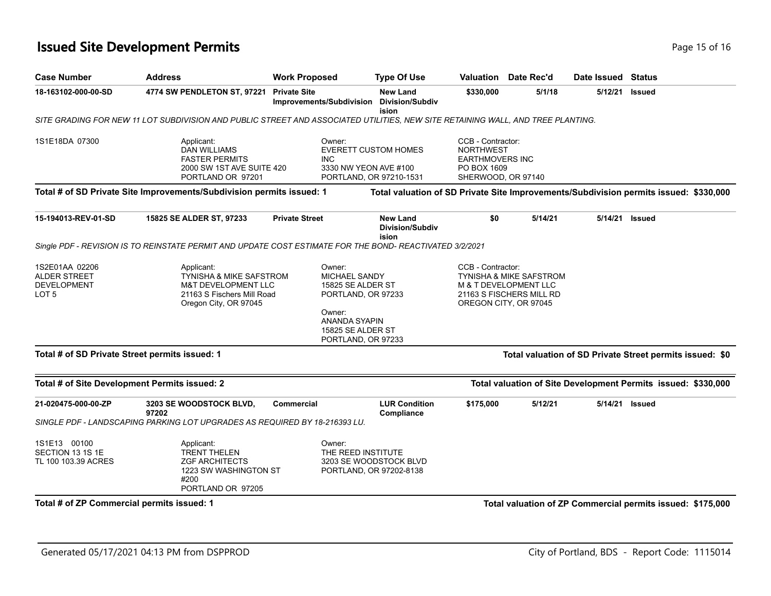# Issued Site Development Permits

| Case Number | Address | Work Proposed | Type Of Use | Valuation | Date Rec'd | Date Issued | Status |
|---|---|---|---|---|---|---|---|
| **18-163102-000-00-SD** | **4774 SW PENDLETON ST, 97221** | **Private Site Improvements/Subdivision** | **New Land Division/Subdivision** | **$330,000** | **5/1/18** | **5/12/21** | **Issued** |

*SITE GRADING FOR NEW 11 LOT SUBDIVISION AND PUBLIC STREET AND ASSOCIATED UTILITIES, NEW SITE RETAINING WALL, AND TREE PLANTING.*

1S1E18DA 07300

Applicant:
DAN WILLIAMS
FASTER PERMITS
2000 SW 1ST AVE SUITE 420
PORTLAND OR 97201

Owner:
EVERETT CUSTOM HOMES INC
3330 NW YEON AVE #100
PORTLAND, OR 97210-1531

CCB - Contractor:
NORTHWEST EARTHMOVERS INC
PO BOX 1609
SHERWOOD, OR 97140

**Total # of SD Private Site Improvements/Subdivision permits issued: 1**

**Total valuation of SD Private Site Improvements/Subdivision permits issued: $330,000**

| Case Number | Address | Work Proposed | Type Of Use | Valuation | Date Rec'd | Date Issued | Status |
|---|---|---|---|---|---|---|---|
| **15-194013-REV-01-SD** | **15825 SE ALDER ST, 97233** | **Private Street** | **New Land Division/Subdivision** | **$0** | **5/14/21** | **5/14/21** | **Issued** |

*Single PDF - REVISION IS TO REINSTATE PERMIT AND UPDATE COST ESTIMATE FOR THE BOND- REACTIVATED 3/2/2021*

1S2E01AA 02206
ALDER STREET DEVELOPMENT
LOT 5

Applicant:
TYNISHA & MIKE SAFSTROM
M&T DEVELOPMENT LLC
21163 S Fischers Mill Road
Oregon City, OR 97045

Owner:
MICHAEL SANDY
15825 SE ALDER ST
PORTLAND, OR 97233

Owner:
ANANDA SYAPIN
15825 SE ALDER ST
PORTLAND, OR 97233

CCB - Contractor:
TYNISHA & MIKE SAFSTROM
M & T DEVELOPMENT LLC
21163 S FISCHERS MILL RD
OREGON CITY, OR 97045

**Total # of SD Private Street permits issued: 1**

**Total valuation of SD Private Street permits issued: $0**

**Total # of Site Development Permits issued: 2**

**Total valuation of Site Development Permits issued: $330,000**

| Case Number | Address | Work Proposed | Type Of Use | Valuation | Date Rec'd | Date Issued | Status |
|---|---|---|---|---|---|---|---|
| **21-020475-000-00-ZP** | **3203 SE WOODSTOCK BLVD, 97202** | **Commercial** | **LUR Condition Compliance** | **$175,000** | **5/12/21** | **5/14/21** | **Issued** |

*SINGLE PDF - LANDSCAPING PARKING LOT UPGRADES AS REQUIRED BY 18-216393 LU.*

1S1E13 00100
SECTION 13 1S 1E
TL 100 103.39 ACRES

Applicant:
TRENT THELEN
ZGF ARCHITECTS
1223 SW WASHINGTON ST #200
PORTLAND OR 97205

Owner:
THE REED INSTITUTE
3203 SE WOODSTOCK BLVD
PORTLAND, OR 97202-8138

**Total # of ZP Commercial permits issued: 1**

**Total valuation of ZP Commercial permits issued: $175,000**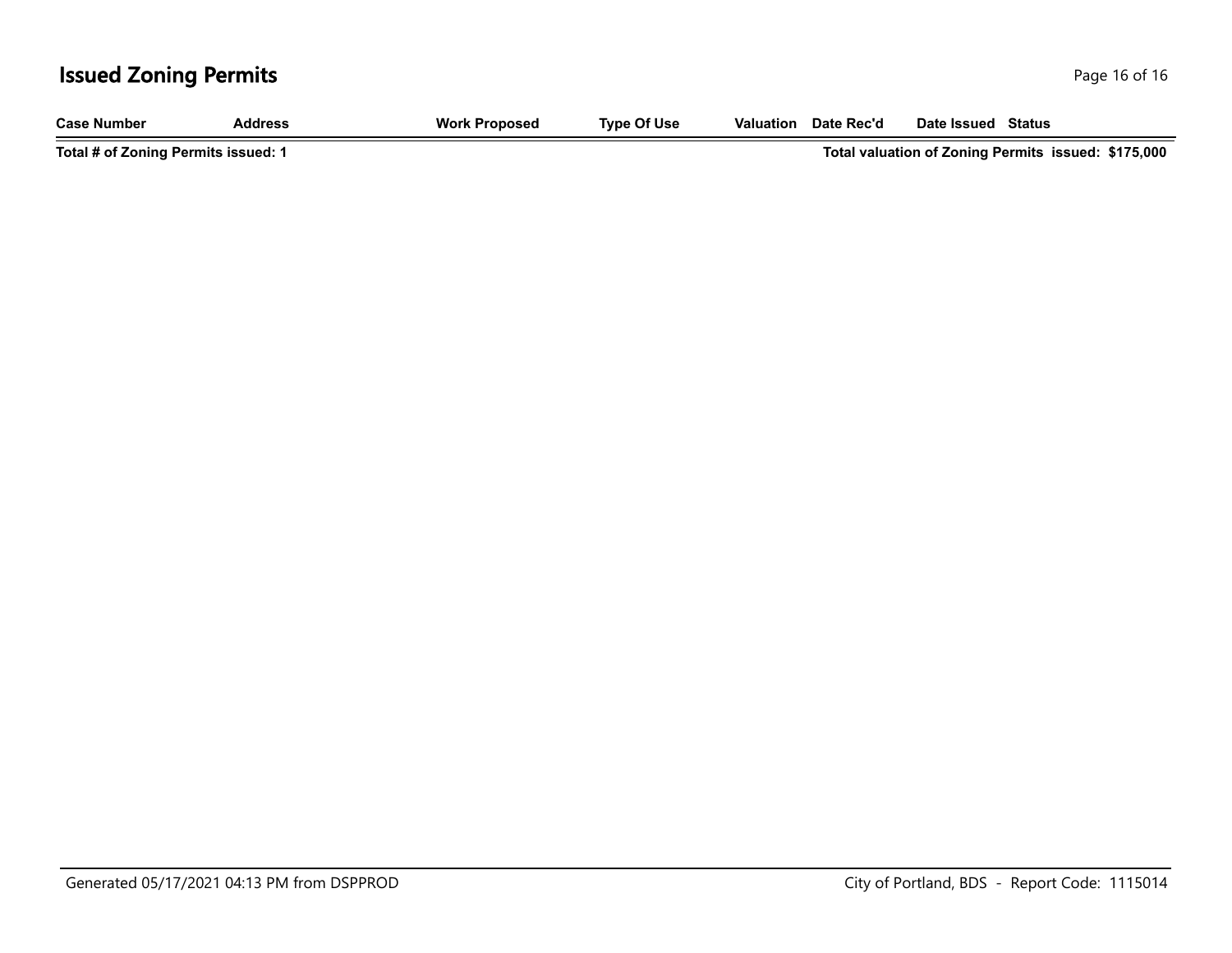# Issued Zoning Permits

| Case Number | Address | Work Proposed | Type Of Use | Valuation | Date Rec'd | Date Issued | Status |
| --- | --- | --- | --- | --- | --- | --- | --- |

**Total # of Zoning Permits issued: 1**

**Total valuation of Zoning Permits issued: $175,000**